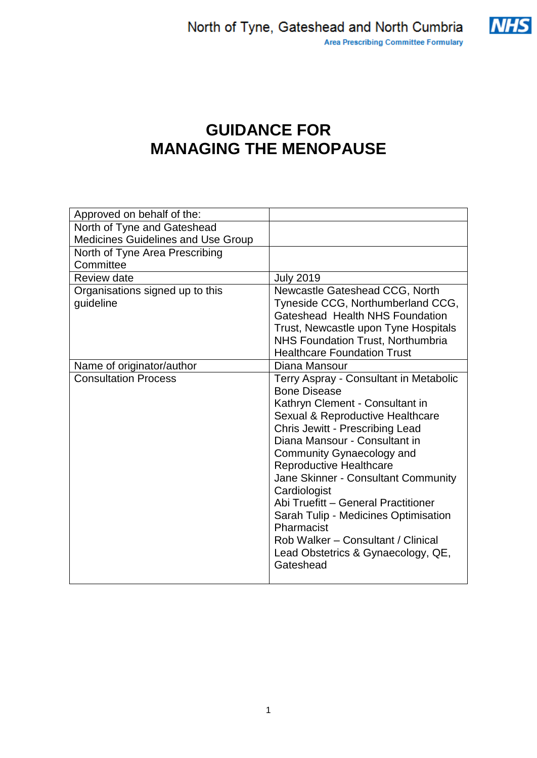North of Tyne, Gateshead and North Cumbria

Area Prescribing Committee Formulary

# GUIDANCE FOR MANAGING THE MENOPAUSE

| Approved on behalf of the: | |
|---|---|
| North of Tyne and Gateshead Medicines Guidelines and Use Group | |
| North of Tyne Area Prescribing Committee | |
| Review date | July 2019 |
| Organisations signed up to this guideline | Newcastle Gateshead CCG, North Tyneside CCG, Northumberland CCG, Gateshead Health NHS Foundation Trust, Newcastle upon Tyne Hospitals NHS Foundation Trust, Northumbria Healthcare Foundation Trust |
| Name of originator/author | Diana Mansour |
| Consultation Process | Terry Aspray - Consultant in Metabolic Bone Disease<br>Kathryn Clement - Consultant in Sexual & Reproductive Healthcare<br>Chris Jewitt - Prescribing Lead<br>Diana Mansour - Consultant in Community Gynaecology and Reproductive Healthcare<br>Jane Skinner - Consultant Community Cardiologist<br>Abi Truefitt – General Practitioner<br>Sarah Tulip - Medicines Optimisation Pharmacist<br>Rob Walker – Consultant / Clinical Lead Obstetrics & Gynaecology, QE, Gateshead |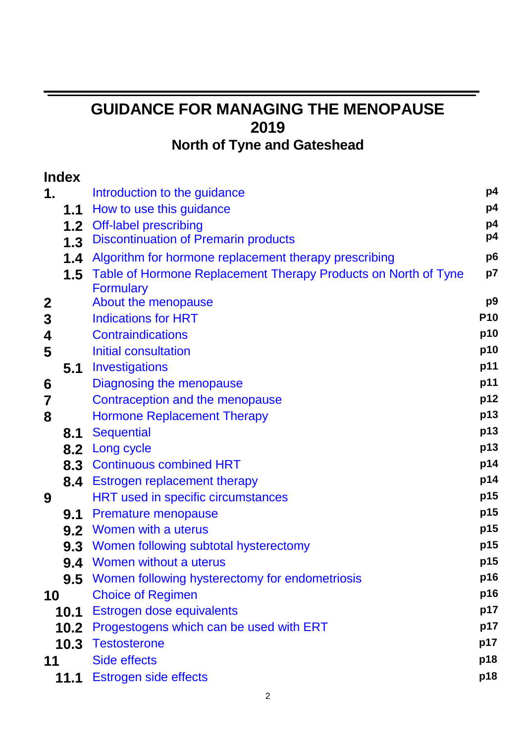# GUIDANCE FOR MANAGING THE MENOPAUSE 2019

## North of Tyne and Gateshead

**Index**

| | | | |
|---|---|---|---|
| **1.** | | Introduction to the guidance | **p4** |
| | **1.1** | How to use this guidance | **p4** |
| | **1.2** | Off-label prescribing | **p4** |
| | **1.3** | Discontinuation of Premarin products | **p4** |
| | **1.4** | Algorithm for hormone replacement therapy prescribing | **p6** |
| | **1.5** | Table of Hormone Replacement Therapy Products on North of Tyne Formulary | **p7** |
| **2** | | About the menopause | **p9** |
| **3** | | Indications for HRT | **P10** |
| **4** | | Contraindications | **p10** |
| **5** | | Initial consultation | **p10** |
| | **5.1** | Investigations | **p11** |
| **6** | | Diagnosing the menopause | **p11** |
| **7** | | Contraception and the menopause | **p12** |
| **8** | | Hormone Replacement Therapy | **p13** |
| | **8.1** | Sequential | **p13** |
| | **8.2** | Long cycle | **p13** |
| | **8.3** | Continuous combined HRT | **p14** |
| | **8.4** | Estrogen replacement therapy | **p14** |
| **9** | | HRT used in specific circumstances | **p15** |
| | **9.1** | Premature menopause | **p15** |
| | **9.2** | Women with a uterus | **p15** |
| | **9.3** | Women following subtotal hysterectomy | **p15** |
| | **9.4** | Women without a uterus | **p15** |
| | **9.5** | Women following hysterectomy for endometriosis | **p16** |
| **10** | | Choice of Regimen | **p16** |
| | **10.1** | Estrogen dose equivalents | **p17** |
| | **10.2** | Progestogens which can be used with ERT | **p17** |
| | **10.3** | Testosterone | **p17** |
| **11** | | Side effects | **p18** |
| | **11.1** | Estrogen side effects | **p18** |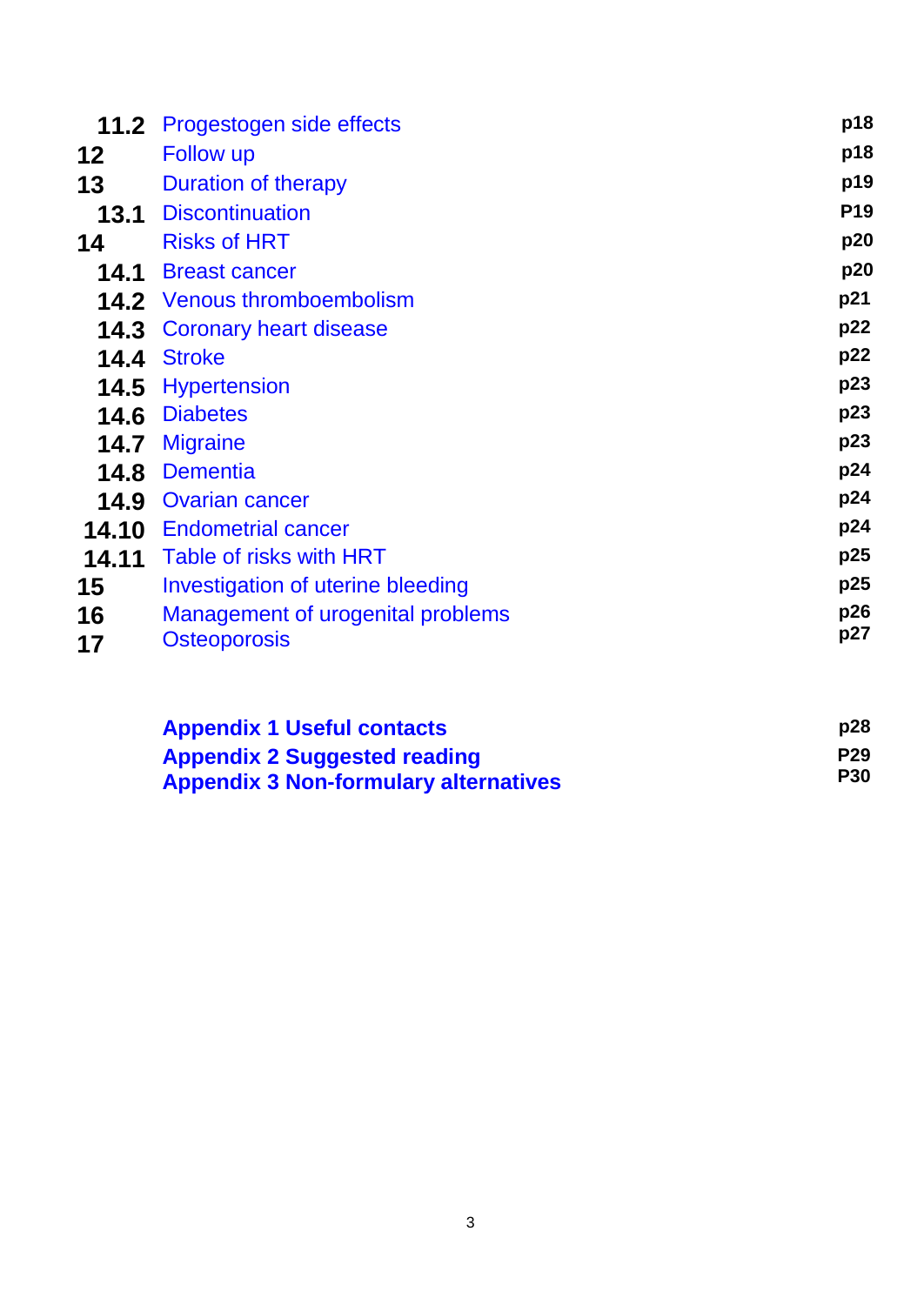| | | |
|---|---|---|
| **11.2** | Progestogen side effects | **p18** |
| **12** | Follow up | **p18** |
| **13** | Duration of therapy | **p19** |
| **13.1** | Discontinuation | **P19** |
| **14** | Risks of HRT | **p20** |
| **14.1** | Breast cancer | **p20** |
| **14.2** | Venous thromboembolism | **p21** |
| **14.3** | Coronary heart disease | **p22** |
| **14.4** | Stroke | **p22** |
| **14.5** | Hypertension | **p23** |
| **14.6** | Diabetes | **p23** |
| **14.7** | Migraine | **p23** |
| **14.8** | Dementia | **p24** |
| **14.9** | Ovarian cancer | **p24** |
| **14.10** | Endometrial cancer | **p24** |
| **14.11** | Table of risks with HRT | **p25** |
| **15** | Investigation of uterine bleeding | **p25** |
| **16** | Management of urogenital problems | **p26** |
| **17** | Osteoporosis | **p27** |
| | **Appendix 1 Useful contacts** | **p28** |
| | **Appendix 2 Suggested reading** | **P29** |
| | **Appendix 3 Non-formulary alternatives** | **P30** |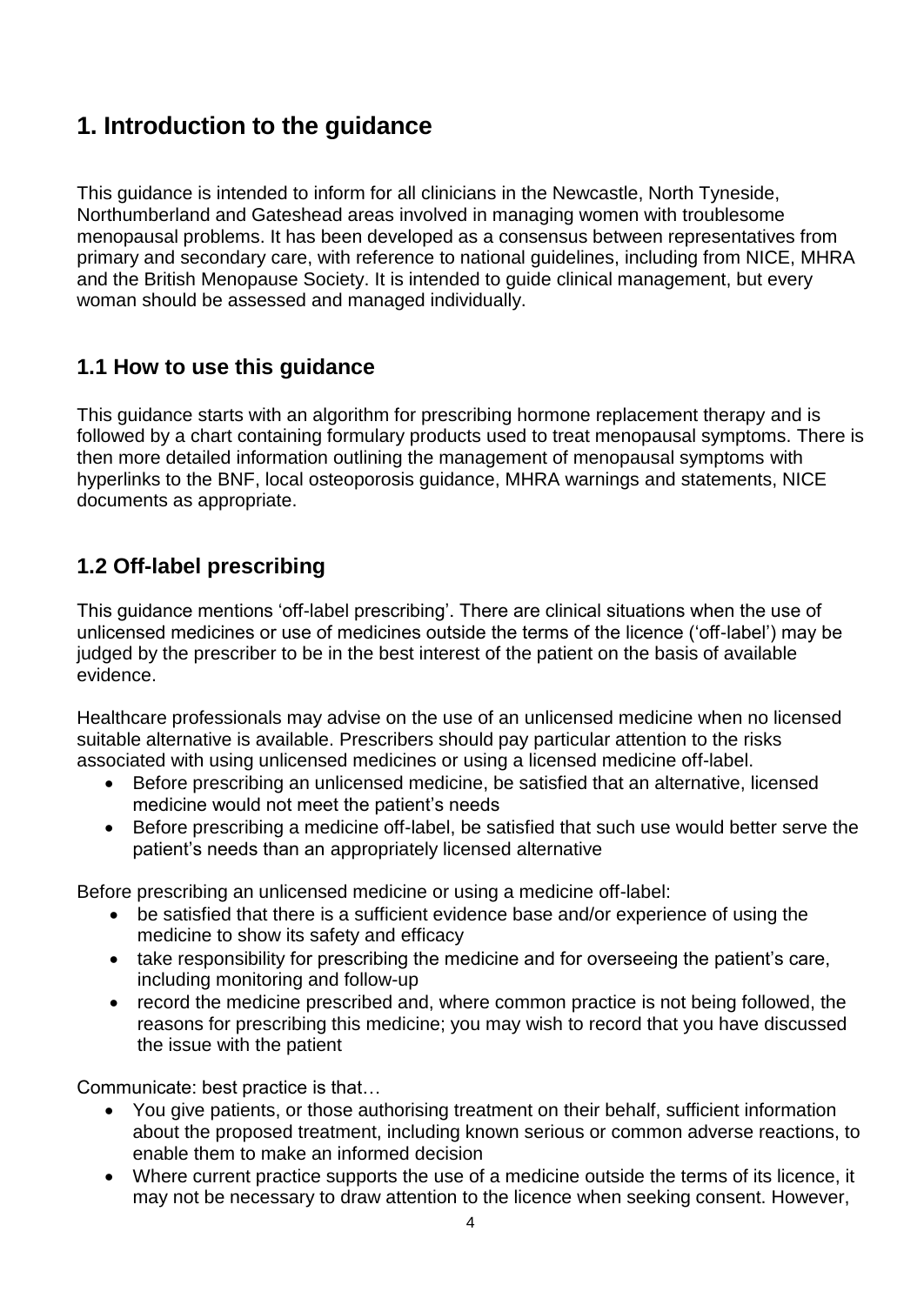# 1. Introduction to the guidance

This guidance is intended to inform for all clinicians in the Newcastle, North Tyneside, Northumberland and Gateshead areas involved in managing women with troublesome menopausal problems. It has been developed as a consensus between representatives from primary and secondary care, with reference to national guidelines, including from NICE, MHRA and the British Menopause Society. It is intended to guide clinical management, but every woman should be assessed and managed individually.

## 1.1 How to use this guidance

This guidance starts with an algorithm for prescribing hormone replacement therapy and is followed by a chart containing formulary products used to treat menopausal symptoms. There is then more detailed information outlining the management of menopausal symptoms with hyperlinks to the BNF, local osteoporosis guidance, MHRA warnings and statements, NICE documents as appropriate.

## 1.2 Off-label prescribing

This guidance mentions 'off-label prescribing'. There are clinical situations when the use of unlicensed medicines or use of medicines outside the terms of the licence ('off-label') may be judged by the prescriber to be in the best interest of the patient on the basis of available evidence.

Healthcare professionals may advise on the use of an unlicensed medicine when no licensed suitable alternative is available. Prescribers should pay particular attention to the risks associated with using unlicensed medicines or using a licensed medicine off-label.

- Before prescribing an unlicensed medicine, be satisfied that an alternative, licensed medicine would not meet the patient's needs
- Before prescribing a medicine off-label, be satisfied that such use would better serve the patient's needs than an appropriately licensed alternative

Before prescribing an unlicensed medicine or using a medicine off-label:

- be satisfied that there is a sufficient evidence base and/or experience of using the medicine to show its safety and efficacy
- take responsibility for prescribing the medicine and for overseeing the patient's care, including monitoring and follow-up
- record the medicine prescribed and, where common practice is not being followed, the reasons for prescribing this medicine; you may wish to record that you have discussed the issue with the patient

Communicate: best practice is that…

- You give patients, or those authorising treatment on their behalf, sufficient information about the proposed treatment, including known serious or common adverse reactions, to enable them to make an informed decision
- Where current practice supports the use of a medicine outside the terms of its licence, it may not be necessary to draw attention to the licence when seeking consent. However,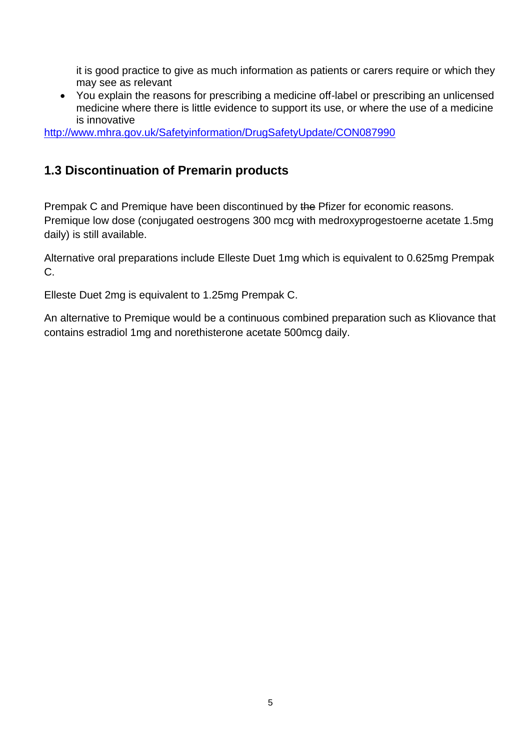it is good practice to give as much information as patients or carers require or which they may see as relevant

- You explain the reasons for prescribing a medicine off-label or prescribing an unlicensed medicine where there is little evidence to support its use, or where the use of a medicine is innovative

http://www.mhra.gov.uk/Safetyinformation/DrugSafetyUpdate/CON087990

## 1.3 Discontinuation of Premarin products

Prempak C and Premique have been discontinued by ~~the~~ Pfizer for economic reasons. Premique low dose (conjugated oestrogens 300 mcg with medroxyprogestoerne acetate 1.5mg daily) is still available.

Alternative oral preparations include Elleste Duet 1mg which is equivalent to 0.625mg Prempak C.

Elleste Duet 2mg is equivalent to 1.25mg Prempak C.

An alternative to Premique would be a continuous combined preparation such as Kliovance that contains estradiol 1mg and norethisterone acetate 500mcg daily.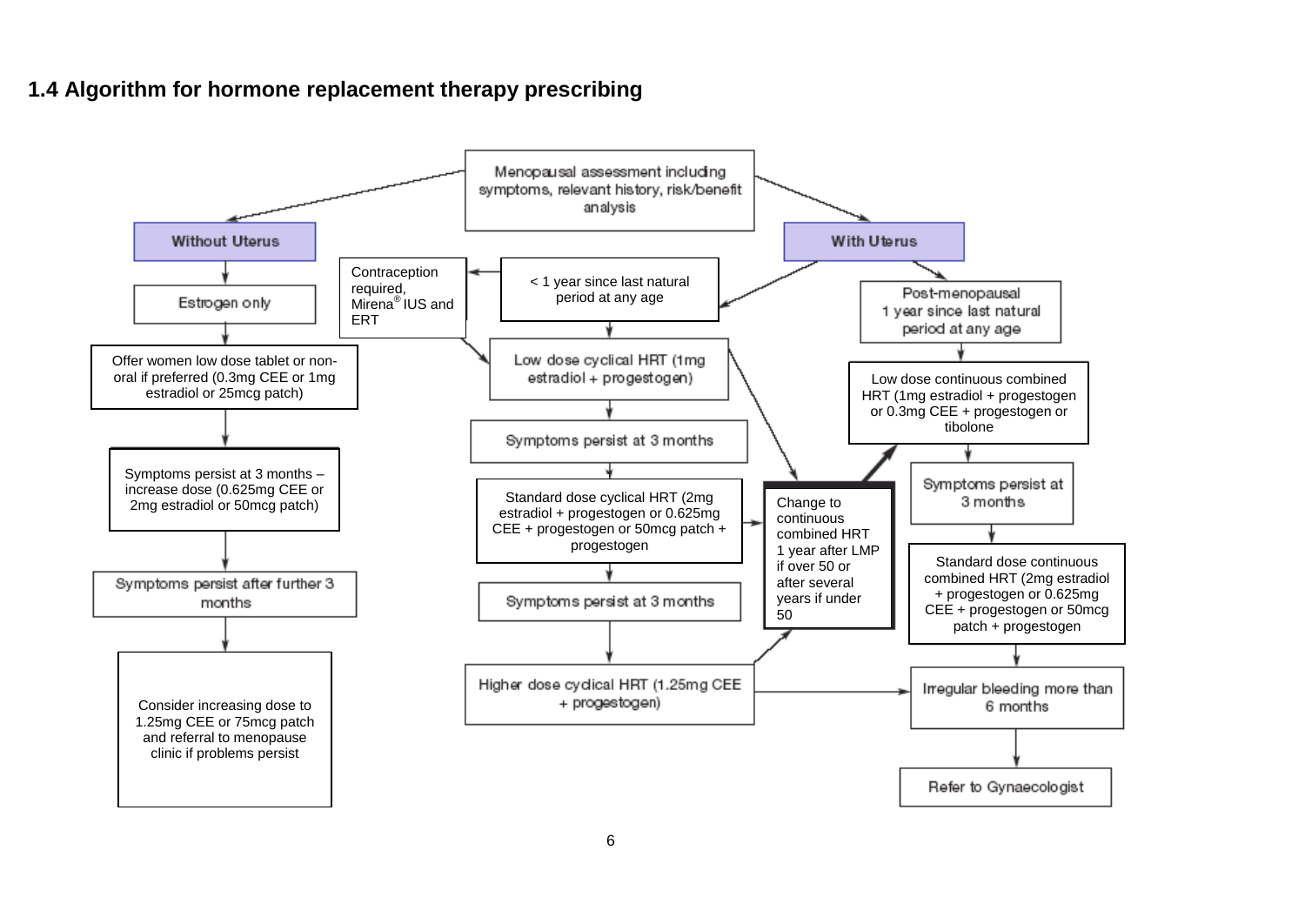### 1.4 Algorithm for hormone replacement therapy prescribing

Menopausal assessment including symptoms, relevant history, risk/benefit analysis

**Without Uterus**

- Estrogen only
- Offer women low dose tablet or non-oral if preferred (0.3mg CEE or 1mg estradiol or 25mcg patch)
- Symptoms persist at 3 months – increase dose (0.625mg CEE or 2mg estradiol or 50mcg patch)
- Symptoms persist after further 3 months
- Consider increasing dose to 1.25mg CEE or 75mcg patch and referral to menopause clinic if problems persist

**With Uterus**

< 1 year since last natural period at any age

- Contraception required, Mirena® IUS and ERT
- Low dose cyclical HRT (1mg estradiol + progestogen)
- Symptoms persist at 3 months
- Standard dose cyclical HRT (2mg estradiol + progestogen or 0.625mg CEE + progestogen or 50mcg patch + progestogen)
- Symptoms persist at 3 months
- Higher dose cyclical HRT (1.25mg CEE + progestogen)

Change to continuous combined HRT 1 year after LMP if over 50 or after several years if under 50

Post-menopausal 1 year since last natural period at any age

- Low dose continuous combined HRT (1mg estradiol + progestogen or 0.3mg CEE + progestogen or tibolone
- Symptoms persist at 3 months
- Standard dose continuous combined HRT (2mg estradiol + progestogen or 0.625mg CEE + progestogen or 50mcg patch + progestogen)
- Irregular bleeding more than 6 months
- Refer to Gynaecologist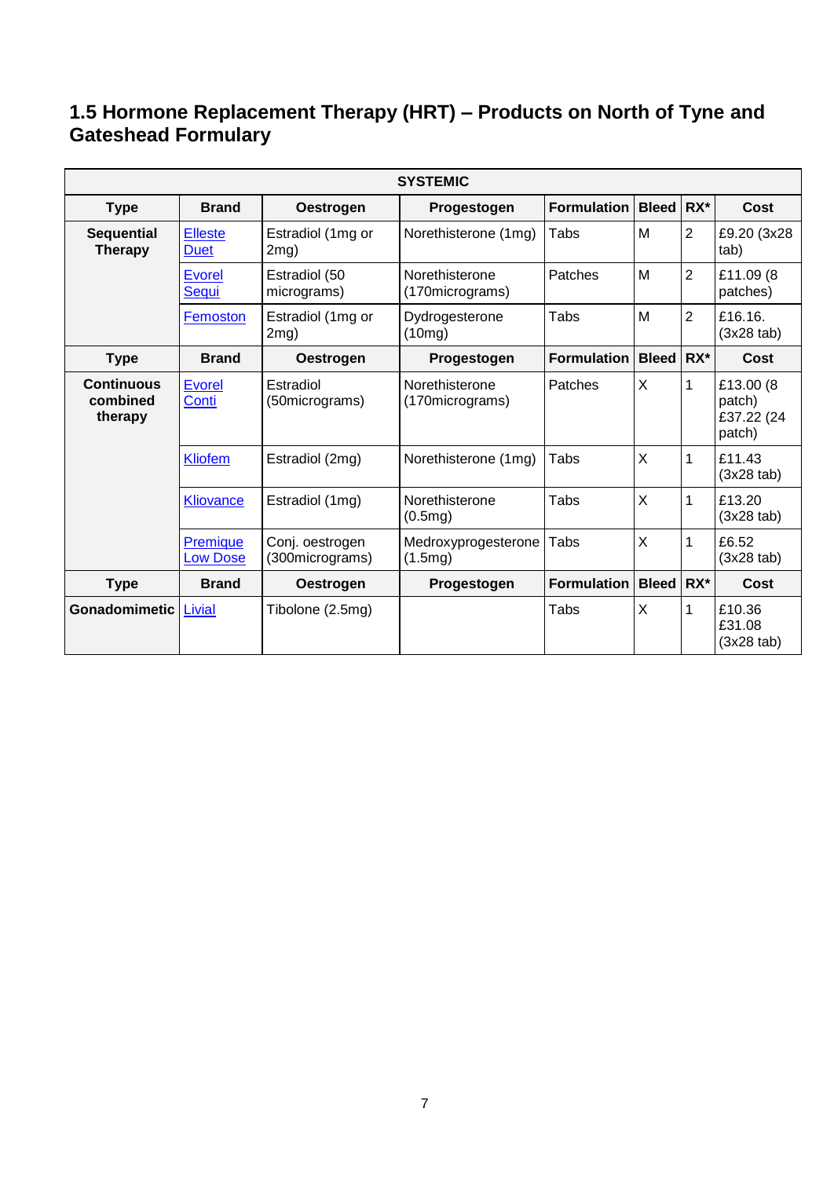## 1.5 Hormone Replacement Therapy (HRT) – Products on North of Tyne and Gateshead Formulary

| SYSTEMIC | | | | | | | |
|---|---|---|---|---|---|---|---|
| **Type** | **Brand** | **Oestrogen** | **Progestogen** | **Formulation** | **Bleed** | **RX*** | **Cost** |
| **Sequential Therapy** | Elleste Duet | Estradiol (1mg or 2mg) | Norethisterone (1mg) | Tabs | M | 2 | £9.20 (3x28 tab) |
| | Evorel Sequi | Estradiol (50 micrograms) | Norethisterone (170micrograms) | Patches | M | 2 | £11.09 (8 patches) |
| | Femoston | Estradiol (1mg or 2mg) | Dydrogesterone (10mg) | Tabs | M | 2 | £16.16. (3x28 tab) |
| **Type** | **Brand** | **Oestrogen** | **Progestogen** | **Formulation** | **Bleed** | **RX*** | **Cost** |
| **Continuous combined therapy** | Evorel Conti | Estradiol (50micrograms) | Norethisterone (170micrograms) | Patches | X | 1 | £13.00 (8 patch) £37.22 (24 patch) |
| | Kliofem | Estradiol (2mg) | Norethisterone (1mg) | Tabs | X | 1 | £11.43 (3x28 tab) |
| | Kliovance | Estradiol (1mg) | Norethisterone (0.5mg) | Tabs | X | 1 | £13.20 (3x28 tab) |
| | Premique Low Dose | Conj. oestrogen (300micrograms) | Medroxyprogesterone (1.5mg) | Tabs | X | 1 | £6.52 (3x28 tab) |
| **Type** | **Brand** | **Oestrogen** | **Progestogen** | **Formulation** | **Bleed** | **RX*** | **Cost** |
| **Gonadomimetic** | Livial | Tibolone (2.5mg) | | Tabs | X | 1 | £10.36 £31.08 (3x28 tab) |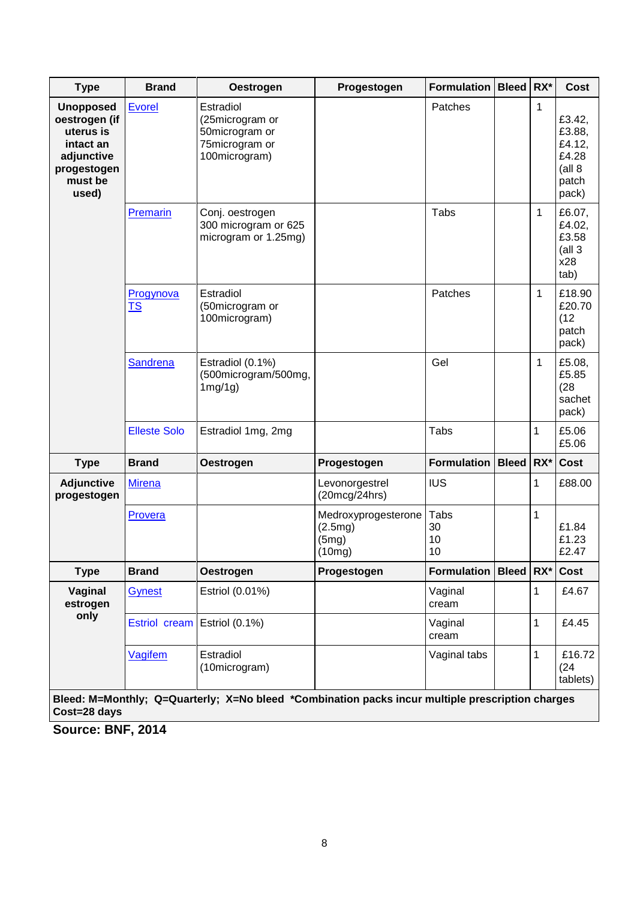| Type | Brand | Oestrogen | Progestogen | Formulation | Bleed | RX* | Cost |
|---|---|---|---|---|---|---|---|
| **Unopposed oestrogen (if uterus is intact an adjunctive progestogen must be used)** | Evorel | Estradiol (25microgram or 50microgram or 75microgram or 100microgram) | | Patches | | 1 | £3.42, £3.88, £4.12, £4.28 (all 8 patch pack) |
| | Premarin | Conj. oestrogen 300 microgram or 625 microgram or 1.25mg) | | Tabs | | 1 | £6.07, £4.02, £3.58 (all 3 x28 tab) |
| | Progynova TS | Estradiol (50microgram or 100microgram) | | Patches | | 1 | £18.90 £20.70 (12 patch pack) |
| | Sandrena | Estradiol (0.1%) (500microgram/500mg, 1mg/1g) | | Gel | | 1 | £5.08, £5.85 (28 sachet pack) |
| | Elleste Solo | Estradiol 1mg, 2mg | | Tabs | | 1 | £5.06 £5.06 |
| **Type** | **Brand** | **Oestrogen** | **Progestogen** | **Formulation** | **Bleed** | **RX*** | **Cost** |
| **Adjunctive progestogen** | Mirena | | Levonorgestrel (20mcg/24hrs) | IUS | | 1 | £88.00 |
| | Provera | | Medroxyprogesterone (2.5mg) (5mg) (10mg) | Tabs 30 10 10 | | 1 | £1.84 £1.23 £2.47 |
| **Type** | **Brand** | **Oestrogen** | **Progestogen** | **Formulation** | **Bleed** | **RX*** | **Cost** |
| **Vaginal estrogen only** | Gynest | Estriol (0.01%) | | Vaginal cream | | 1 | £4.67 |
| | Estriol cream | Estriol (0.1%) | | Vaginal cream | | 1 | £4.45 |
| | Vagifem | Estradiol (10microgram) | | Vaginal tabs | | 1 | £16.72 (24 tablets) |

**Bleed: M=Monthly; Q=Quarterly; X=No bleed \*Combination packs incur multiple prescription charges Cost=28 days**

**Source: BNF, 2014**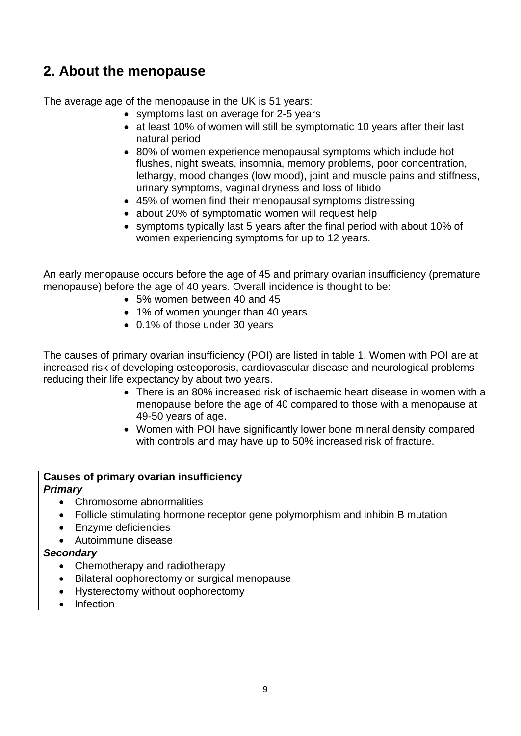## 2. About the menopause

The average age of the menopause in the UK is 51 years:

- symptoms last on average for 2-5 years
- at least 10% of women will still be symptomatic 10 years after their last natural period
- 80% of women experience menopausal symptoms which include hot flushes, night sweats, insomnia, memory problems, poor concentration, lethargy, mood changes (low mood), joint and muscle pains and stiffness, urinary symptoms, vaginal dryness and loss of libido
- 45% of women find their menopausal symptoms distressing
- about 20% of symptomatic women will request help
- symptoms typically last 5 years after the final period with about 10% of women experiencing symptoms for up to 12 years.

An early menopause occurs before the age of 45 and primary ovarian insufficiency (premature menopause) before the age of 40 years. Overall incidence is thought to be:

- 5% women between 40 and 45
- 1% of women younger than 40 years
- 0.1% of those under 30 years

The causes of primary ovarian insufficiency (POI) are listed in table 1. Women with POI are at increased risk of developing osteoporosis, cardiovascular disease and neurological problems reducing their life expectancy by about two years.

- There is an 80% increased risk of ischaemic heart disease in women with a menopause before the age of 40 compared to those with a menopause at 49-50 years of age.
- Women with POI have significantly lower bone mineral density compared with controls and may have up to 50% increased risk of fracture.

| **Causes of primary ovarian insufficiency** |
| --- |
| ***Primary*** |
| • Chromosome abnormalities<br>• Follicle stimulating hormone receptor gene polymorphism and inhibin B mutation<br>• Enzyme deficiencies<br>• Autoimmune disease |
| ***Secondary*** |
| • Chemotherapy and radiotherapy<br>• Bilateral oophorectomy or surgical menopause<br>• Hysterectomy without oophorectomy<br>• Infection |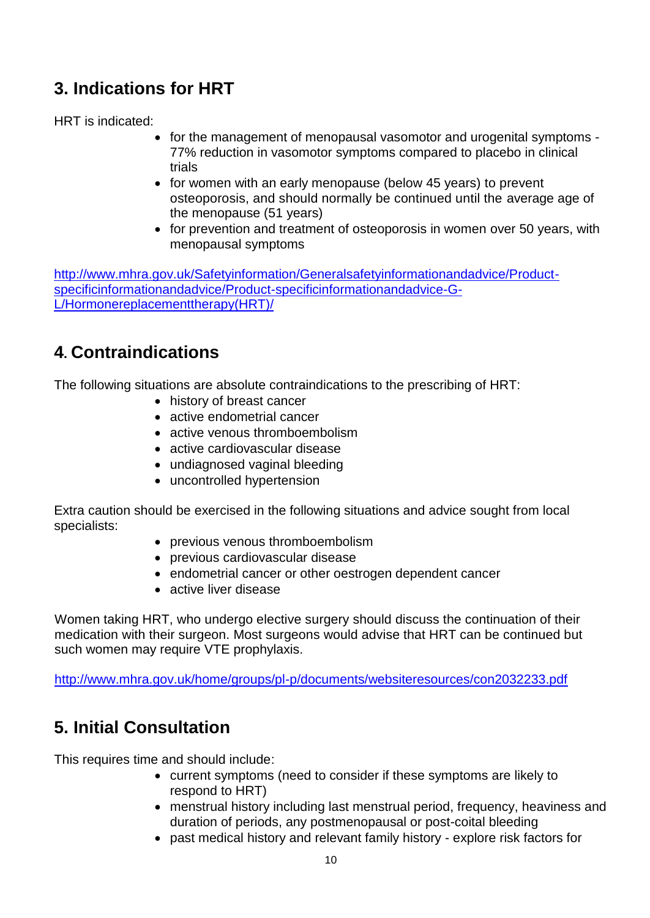## 3. Indications for HRT

HRT is indicated:

- for the management of menopausal vasomotor and urogenital symptoms - 77% reduction in vasomotor symptoms compared to placebo in clinical trials
- for women with an early menopause (below 45 years) to prevent osteoporosis, and should normally be continued until the average age of the menopause (51 years)
- for prevention and treatment of osteoporosis in women over 50 years, with menopausal symptoms

http://www.mhra.gov.uk/Safetyinformation/Generalsafetyinformationandadvice/Product-specificinformationandadvice/Product-specificinformationandadvice-G-L/Hormonereplacementtherapy(HRT)/

## 4. Contraindications

The following situations are absolute contraindications to the prescribing of HRT:

- history of breast cancer
- active endometrial cancer
- active venous thromboembolism
- active cardiovascular disease
- undiagnosed vaginal bleeding
- uncontrolled hypertension

Extra caution should be exercised in the following situations and advice sought from local specialists:

- previous venous thromboembolism
- previous cardiovascular disease
- endometrial cancer or other oestrogen dependent cancer
- active liver disease

Women taking HRT, who undergo elective surgery should discuss the continuation of their medication with their surgeon. Most surgeons would advise that HRT can be continued but such women may require VTE prophylaxis.

http://www.mhra.gov.uk/home/groups/pl-p/documents/websiteresources/con2032233.pdf

## 5. Initial Consultation

This requires time and should include:

- current symptoms (need to consider if these symptoms are likely to respond to HRT)
- menstrual history including last menstrual period, frequency, heaviness and duration of periods, any postmenopausal or post-coital bleeding
- past medical history and relevant family history - explore risk factors for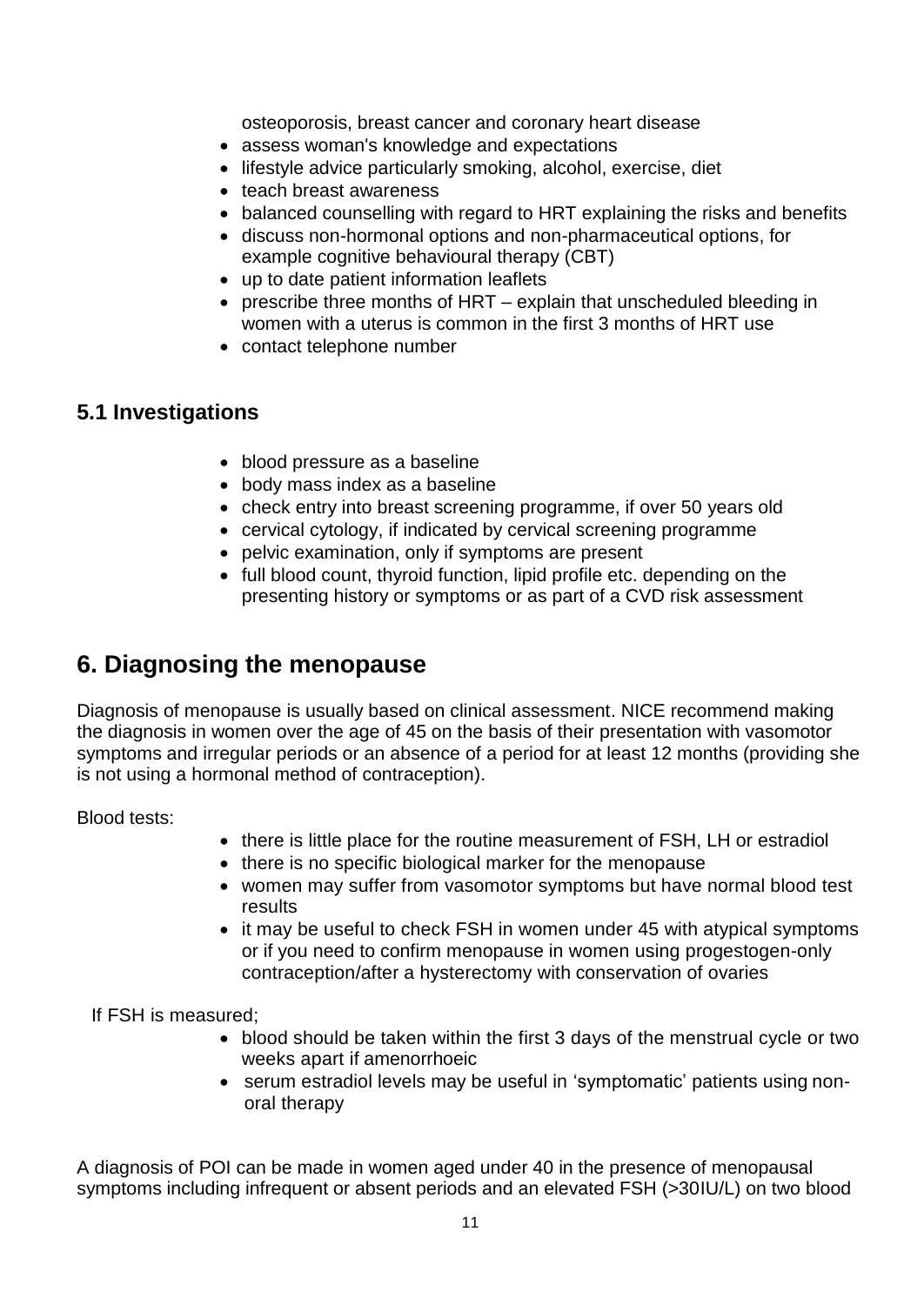osteoporosis, breast cancer and coronary heart disease

- assess woman's knowledge and expectations
- lifestyle advice particularly smoking, alcohol, exercise, diet
- teach breast awareness
- balanced counselling with regard to HRT explaining the risks and benefits
- discuss non-hormonal options and non-pharmaceutical options, for example cognitive behavioural therapy (CBT)
- up to date patient information leaflets
- prescribe three months of HRT – explain that unscheduled bleeding in women with a uterus is common in the first 3 months of HRT use
- contact telephone number

### 5.1 Investigations

- blood pressure as a baseline
- body mass index as a baseline
- check entry into breast screening programme, if over 50 years old
- cervical cytology, if indicated by cervical screening programme
- pelvic examination, only if symptoms are present
- full blood count, thyroid function, lipid profile etc. depending on the presenting history or symptoms or as part of a CVD risk assessment

## 6. Diagnosing the menopause

Diagnosis of menopause is usually based on clinical assessment. NICE recommend making the diagnosis in women over the age of 45 on the basis of their presentation with vasomotor symptoms and irregular periods or an absence of a period for at least 12 months (providing she is not using a hormonal method of contraception).

Blood tests:

- there is little place for the routine measurement of FSH, LH or estradiol
- there is no specific biological marker for the menopause
- women may suffer from vasomotor symptoms but have normal blood test results
- it may be useful to check FSH in women under 45 with atypical symptoms or if you need to confirm menopause in women using progestogen-only contraception/after a hysterectomy with conservation of ovaries

If FSH is measured;

- blood should be taken within the first 3 days of the menstrual cycle or two weeks apart if amenorrhoeic
- serum estradiol levels may be useful in 'symptomatic' patients using non-oral therapy

A diagnosis of POI can be made in women aged under 40 in the presence of menopausal symptoms including infrequent or absent periods and an elevated FSH (>30IU/L) on two blood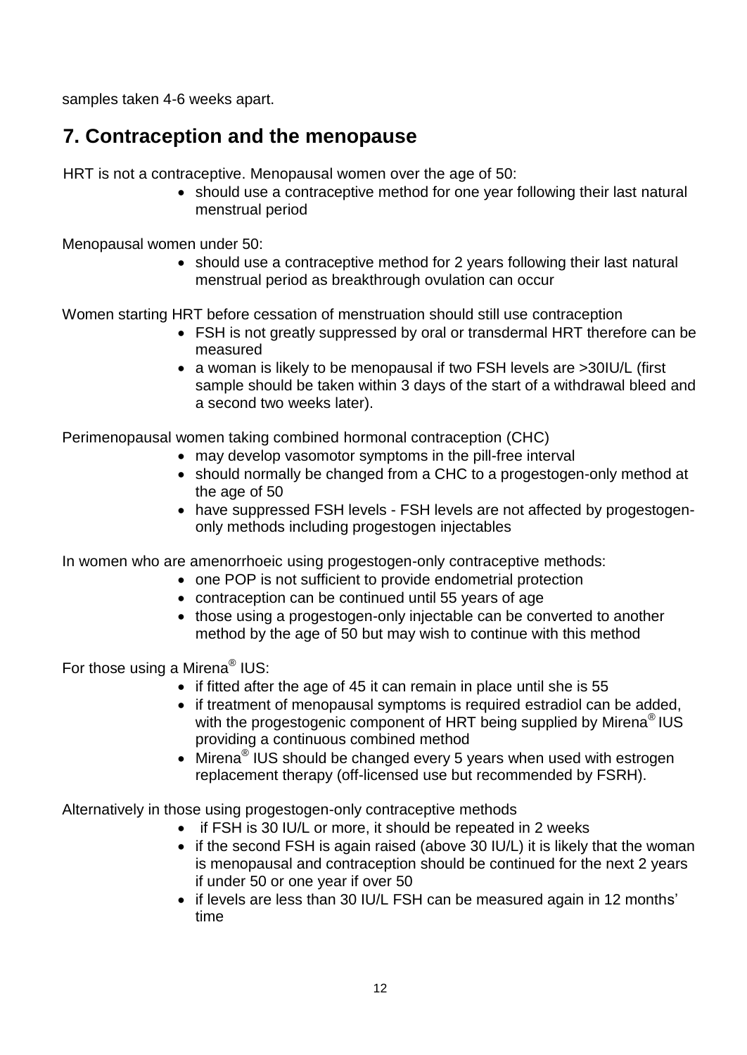samples taken 4-6 weeks apart.

## 7. Contraception and the menopause

HRT is not a contraceptive. Menopausal women over the age of 50:

- should use a contraceptive method for one year following their last natural menstrual period

Menopausal women under 50:

- should use a contraceptive method for 2 years following their last natural menstrual period as breakthrough ovulation can occur

Women starting HRT before cessation of menstruation should still use contraception

- FSH is not greatly suppressed by oral or transdermal HRT therefore can be measured
- a woman is likely to be menopausal if two FSH levels are >30IU/L (first sample should be taken within 3 days of the start of a withdrawal bleed and a second two weeks later).

Perimenopausal women taking combined hormonal contraception (CHC)

- may develop vasomotor symptoms in the pill-free interval
- should normally be changed from a CHC to a progestogen-only method at the age of 50
- have suppressed FSH levels - FSH levels are not affected by progestogen-only methods including progestogen injectables

In women who are amenorrhoeic using progestogen-only contraceptive methods:

- one POP is not sufficient to provide endometrial protection
- contraception can be continued until 55 years of age
- those using a progestogen-only injectable can be converted to another method by the age of 50 but may wish to continue with this method

For those using a Mirena® IUS:

- if fitted after the age of 45 it can remain in place until she is 55
- if treatment of menopausal symptoms is required estradiol can be added, with the progestogenic component of HRT being supplied by Mirena® IUS providing a continuous combined method
- Mirena® IUS should be changed every 5 years when used with estrogen replacement therapy (off-licensed use but recommended by FSRH).

Alternatively in those using progestogen-only contraceptive methods

- if FSH is 30 IU/L or more, it should be repeated in 2 weeks
- if the second FSH is again raised (above 30 IU/L) it is likely that the woman is menopausal and contraception should be continued for the next 2 years if under 50 or one year if over 50
- if levels are less than 30 IU/L FSH can be measured again in 12 months' time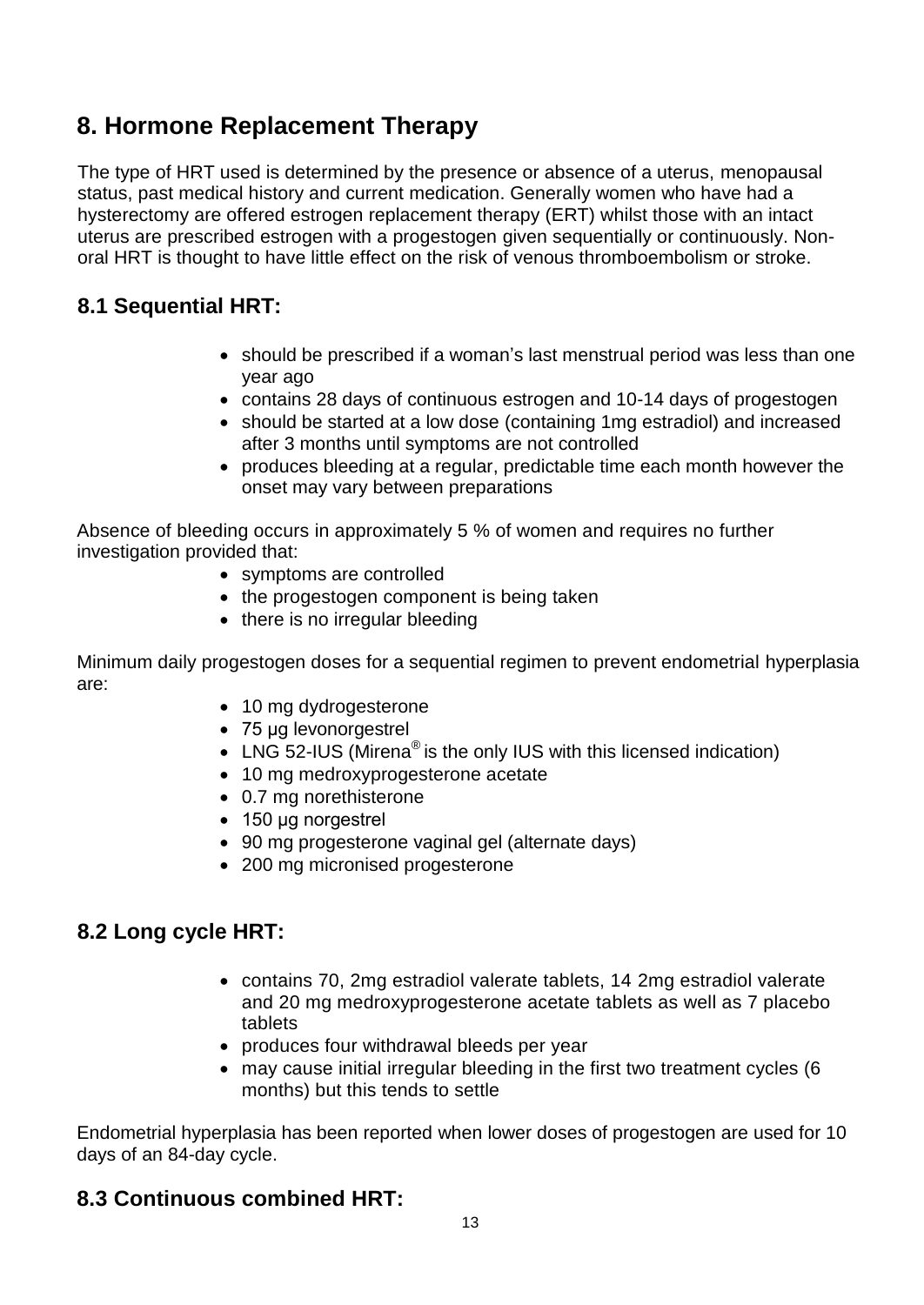## 8. Hormone Replacement Therapy

The type of HRT used is determined by the presence or absence of a uterus, menopausal status, past medical history and current medication. Generally women who have had a hysterectomy are offered estrogen replacement therapy (ERT) whilst those with an intact uterus are prescribed estrogen with a progestogen given sequentially or continuously. Non-oral HRT is thought to have little effect on the risk of venous thromboembolism or stroke.

### 8.1 Sequential HRT:

- should be prescribed if a woman's last menstrual period was less than one year ago
- contains 28 days of continuous estrogen and 10-14 days of progestogen
- should be started at a low dose (containing 1mg estradiol) and increased after 3 months until symptoms are not controlled
- produces bleeding at a regular, predictable time each month however the onset may vary between preparations

Absence of bleeding occurs in approximately 5 % of women and requires no further investigation provided that:

- symptoms are controlled
- the progestogen component is being taken
- there is no irregular bleeding

Minimum daily progestogen doses for a sequential regimen to prevent endometrial hyperplasia are:

- 10 mg dydrogesterone
- 75 µg levonorgestrel
- LNG 52-IUS (Mirena® is the only IUS with this licensed indication)
- 10 mg medroxyprogesterone acetate
- 0.7 mg norethisterone
- 150 µg norgestrel
- 90 mg progesterone vaginal gel (alternate days)
- 200 mg micronised progesterone

### 8.2 Long cycle HRT:

- contains 70, 2mg estradiol valerate tablets, 14 2mg estradiol valerate and 20 mg medroxyprogesterone acetate tablets as well as 7 placebo tablets
- produces four withdrawal bleeds per year
- may cause initial irregular bleeding in the first two treatment cycles (6 months) but this tends to settle

Endometrial hyperplasia has been reported when lower doses of progestogen are used for 10 days of an 84-day cycle.

### 8.3 Continuous combined HRT: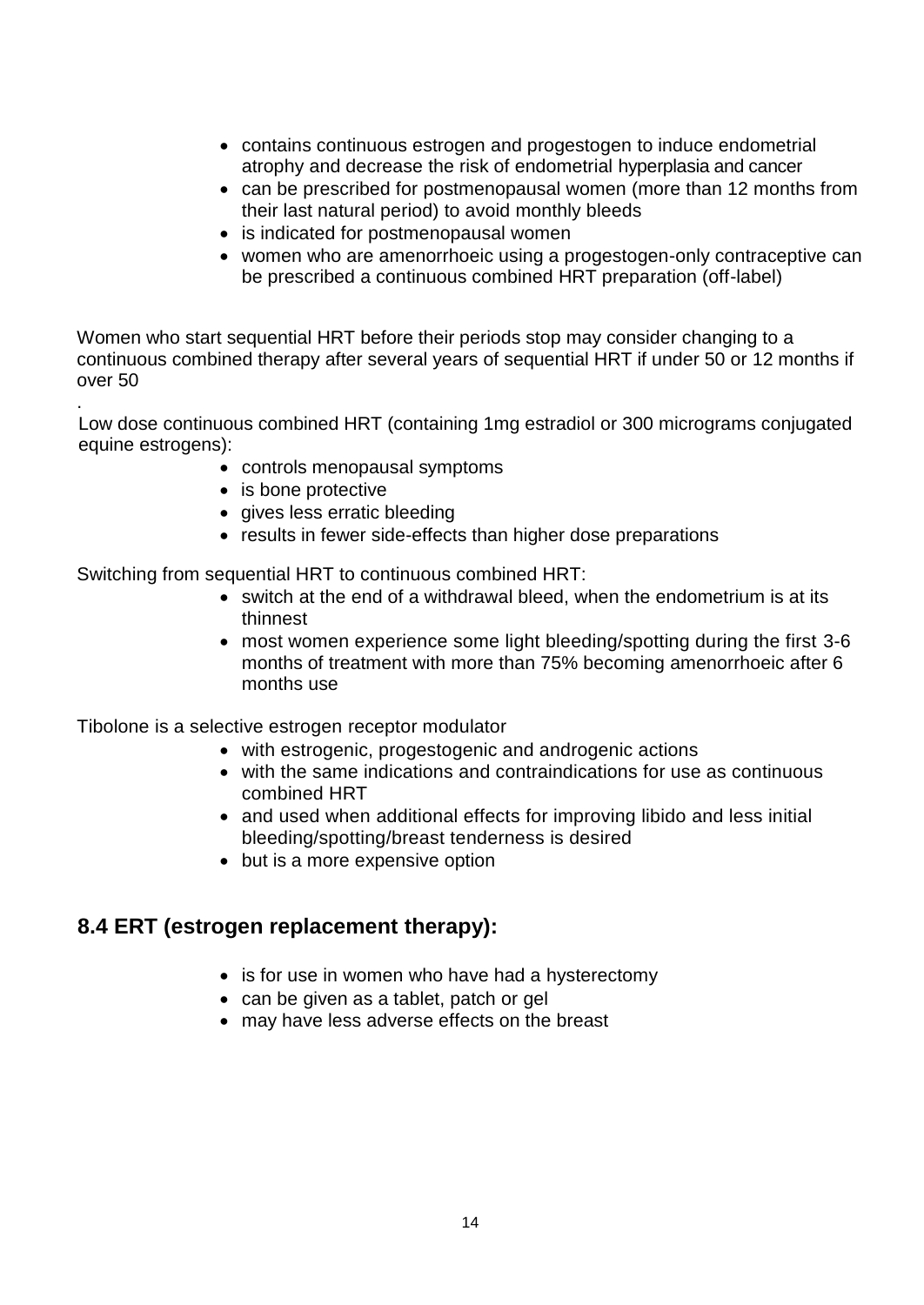- contains continuous estrogen and progestogen to induce endometrial atrophy and decrease the risk of endometrial hyperplasia and cancer
- can be prescribed for postmenopausal women (more than 12 months from their last natural period) to avoid monthly bleeds
- is indicated for postmenopausal women
- women who are amenorrhoeic using a progestogen-only contraceptive can be prescribed a continuous combined HRT preparation (off-label)

Women who start sequential HRT before their periods stop may consider changing to a continuous combined therapy after several years of sequential HRT if under 50 or 12 months if over 50

.

Low dose continuous combined HRT (containing 1mg estradiol or 300 micrograms conjugated equine estrogens):

- controls menopausal symptoms
- is bone protective
- gives less erratic bleeding
- results in fewer side-effects than higher dose preparations

Switching from sequential HRT to continuous combined HRT:

- switch at the end of a withdrawal bleed, when the endometrium is at its thinnest
- most women experience some light bleeding/spotting during the first 3-6 months of treatment with more than 75% becoming amenorrhoeic after 6 months use

Tibolone is a selective estrogen receptor modulator

- with estrogenic, progestogenic and androgenic actions
- with the same indications and contraindications for use as continuous combined HRT
- and used when additional effects for improving libido and less initial bleeding/spotting/breast tenderness is desired
- but is a more expensive option

## 8.4 ERT (estrogen replacement therapy):

- is for use in women who have had a hysterectomy
- can be given as a tablet, patch or gel
- may have less adverse effects on the breast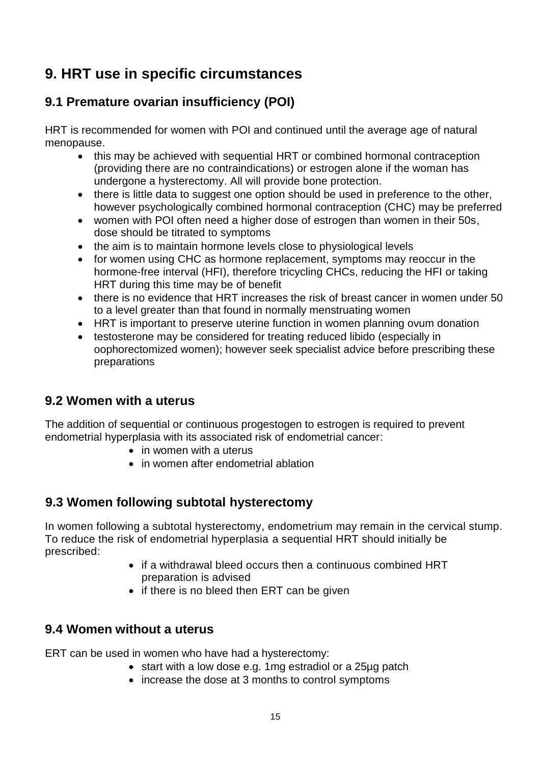# 9. HRT use in specific circumstances

## 9.1 Premature ovarian insufficiency (POI)

HRT is recommended for women with POI and continued until the average age of natural menopause.

- this may be achieved with sequential HRT or combined hormonal contraception (providing there are no contraindications) or estrogen alone if the woman has undergone a hysterectomy. All will provide bone protection.
- there is little data to suggest one option should be used in preference to the other, however psychologically combined hormonal contraception (CHC) may be preferred
- women with POI often need a higher dose of estrogen than women in their 50s, dose should be titrated to symptoms
- the aim is to maintain hormone levels close to physiological levels
- for women using CHC as hormone replacement, symptoms may reoccur in the hormone-free interval (HFI), therefore tricycling CHCs, reducing the HFI or taking HRT during this time may be of benefit
- there is no evidence that HRT increases the risk of breast cancer in women under 50 to a level greater than that found in normally menstruating women
- HRT is important to preserve uterine function in women planning ovum donation
- testosterone may be considered for treating reduced libido (especially in oophorectomized women); however seek specialist advice before prescribing these preparations

## 9.2 Women with a uterus

The addition of sequential or continuous progestogen to estrogen is required to prevent endometrial hyperplasia with its associated risk of endometrial cancer:

- in women with a uterus
- in women after endometrial ablation

## 9.3 Women following subtotal hysterectomy

In women following a subtotal hysterectomy, endometrium may remain in the cervical stump. To reduce the risk of endometrial hyperplasia a sequential HRT should initially be prescribed:

- if a withdrawal bleed occurs then a continuous combined HRT preparation is advised
- if there is no bleed then ERT can be given

## 9.4 Women without a uterus

ERT can be used in women who have had a hysterectomy:

- start with a low dose e.g. 1mg estradiol or a 25µg patch
- increase the dose at 3 months to control symptoms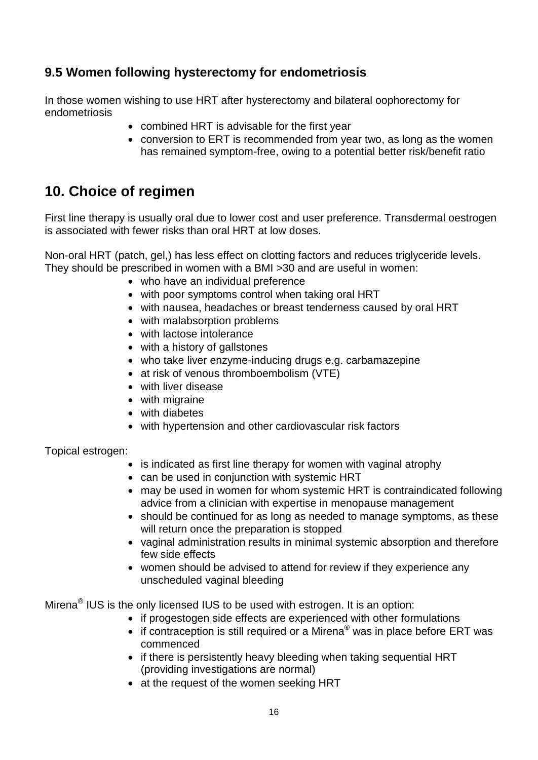### 9.5 Women following hysterectomy for endometriosis

In those women wishing to use HRT after hysterectomy and bilateral oophorectomy for endometriosis

- combined HRT is advisable for the first year
- conversion to ERT is recommended from year two, as long as the women has remained symptom-free, owing to a potential better risk/benefit ratio

## 10. Choice of regimen

First line therapy is usually oral due to lower cost and user preference. Transdermal oestrogen is associated with fewer risks than oral HRT at low doses.

Non-oral HRT (patch, gel,) has less effect on clotting factors and reduces triglyceride levels. They should be prescribed in women with a BMI >30 and are useful in women:

- who have an individual preference
- with poor symptoms control when taking oral HRT
- with nausea, headaches or breast tenderness caused by oral HRT
- with malabsorption problems
- with lactose intolerance
- with a history of gallstones
- who take liver enzyme-inducing drugs e.g. carbamazepine
- at risk of venous thromboembolism (VTE)
- with liver disease
- with migraine
- with diabetes
- with hypertension and other cardiovascular risk factors

Topical estrogen:

- is indicated as first line therapy for women with vaginal atrophy
- can be used in conjunction with systemic HRT
- may be used in women for whom systemic HRT is contraindicated following advice from a clinician with expertise in menopause management
- should be continued for as long as needed to manage symptoms, as these will return once the preparation is stopped
- vaginal administration results in minimal systemic absorption and therefore few side effects
- women should be advised to attend for review if they experience any unscheduled vaginal bleeding

Mirena® IUS is the only licensed IUS to be used with estrogen. It is an option:

- if progestogen side effects are experienced with other formulations
- if contraception is still required or a Mirena® was in place before ERT was commenced
- if there is persistently heavy bleeding when taking sequential HRT (providing investigations are normal)
- at the request of the women seeking HRT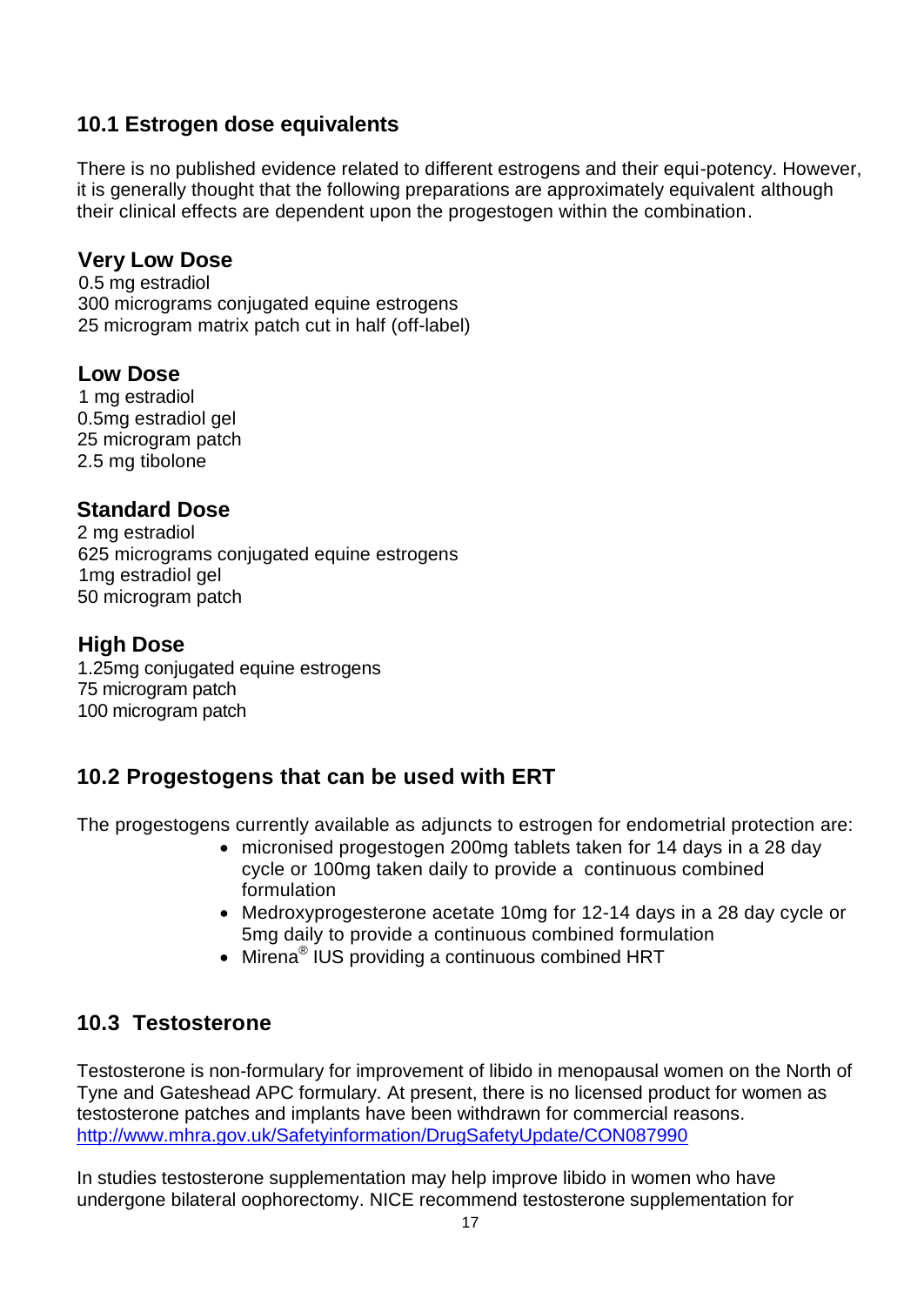## 10.1 Estrogen dose equivalents

There is no published evidence related to different estrogens and their equi-potency. However, it is generally thought that the following preparations are approximately equivalent although their clinical effects are dependent upon the progestogen within the combination.

### Very Low Dose

0.5 mg estradiol
300 micrograms conjugated equine estrogens
25 microgram matrix patch cut in half (off-label)

### Low Dose

1 mg estradiol
0.5mg estradiol gel
25 microgram patch
2.5 mg tibolone

### Standard Dose

2 mg estradiol
625 micrograms conjugated equine estrogens
1mg estradiol gel
50 microgram patch

### High Dose

1.25mg conjugated equine estrogens
75 microgram patch
100 microgram patch

## 10.2 Progestogens that can be used with ERT

The progestogens currently available as adjuncts to estrogen for endometrial protection are:

- micronised progestogen 200mg tablets taken for 14 days in a 28 day cycle or 100mg taken daily to provide a continuous combined formulation
- Medroxyprogesterone acetate 10mg for 12-14 days in a 28 day cycle or 5mg daily to provide a continuous combined formulation
- Mirena® IUS providing a continuous combined HRT

## 10.3 Testosterone

Testosterone is non-formulary for improvement of libido in menopausal women on the North of Tyne and Gateshead APC formulary. At present, there is no licensed product for women as testosterone patches and implants have been withdrawn for commercial reasons.
http://www.mhra.gov.uk/Safetyinformation/DrugSafetyUpdate/CON087990

In studies testosterone supplementation may help improve libido in women who have undergone bilateral oophorectomy. NICE recommend testosterone supplementation for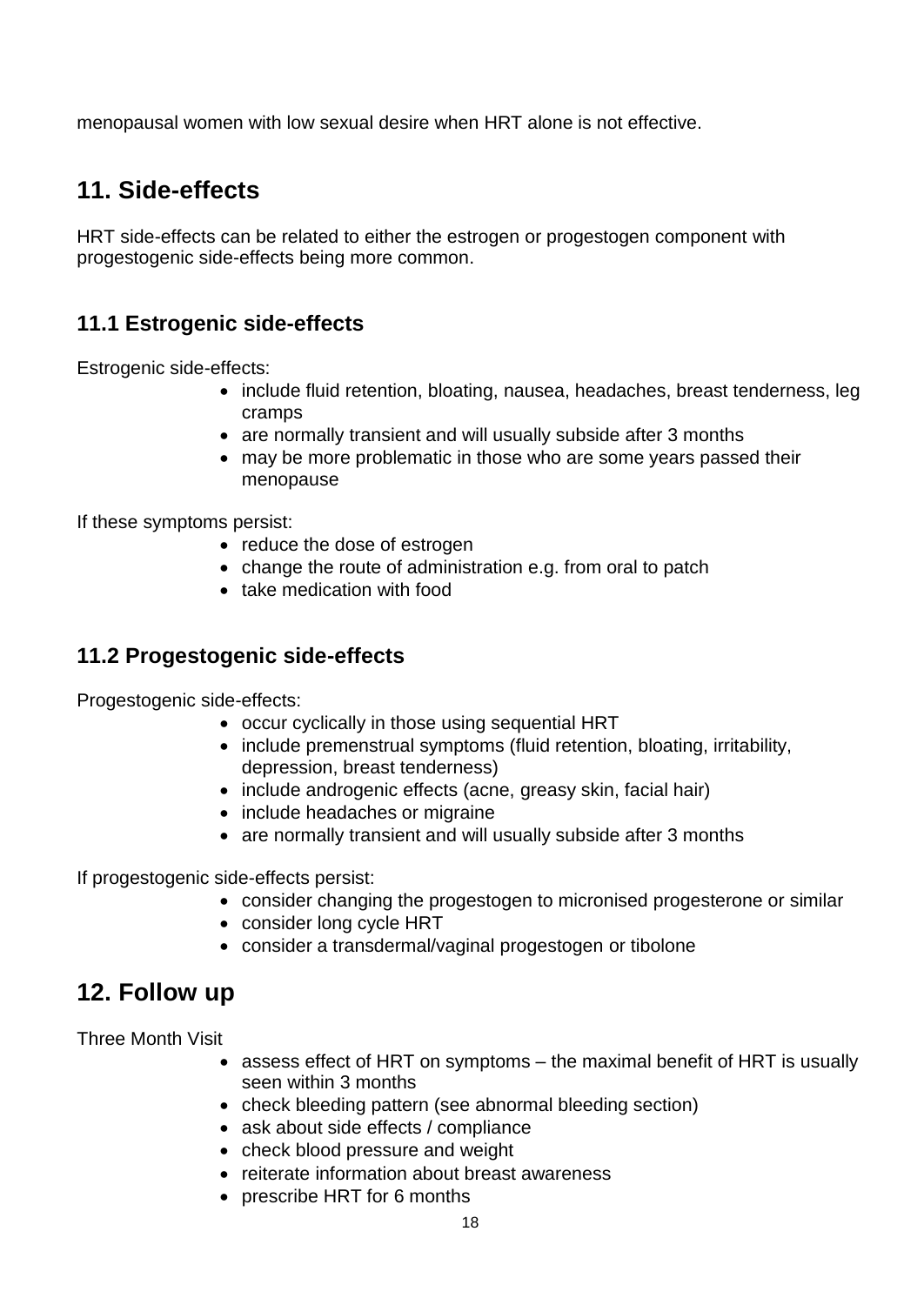menopausal women with low sexual desire when HRT alone is not effective.

## 11. Side-effects

HRT side-effects can be related to either the estrogen or progestogen component with progestogenic side-effects being more common.

### 11.1 Estrogenic side-effects

Estrogenic side-effects:

- include fluid retention, bloating, nausea, headaches, breast tenderness, leg cramps
- are normally transient and will usually subside after 3 months
- may be more problematic in those who are some years passed their menopause

If these symptoms persist:

- reduce the dose of estrogen
- change the route of administration e.g. from oral to patch
- take medication with food

### 11.2 Progestogenic side-effects

Progestogenic side-effects:

- occur cyclically in those using sequential HRT
- include premenstrual symptoms (fluid retention, bloating, irritability, depression, breast tenderness)
- include androgenic effects (acne, greasy skin, facial hair)
- include headaches or migraine
- are normally transient and will usually subside after 3 months

If progestogenic side-effects persist:

- consider changing the progestogen to micronised progesterone or similar
- consider long cycle HRT
- consider a transdermal/vaginal progestogen or tibolone

## 12. Follow up

Three Month Visit

- assess effect of HRT on symptoms – the maximal benefit of HRT is usually seen within 3 months
- check bleeding pattern (see abnormal bleeding section)
- ask about side effects / compliance
- check blood pressure and weight
- reiterate information about breast awareness
- prescribe HRT for 6 months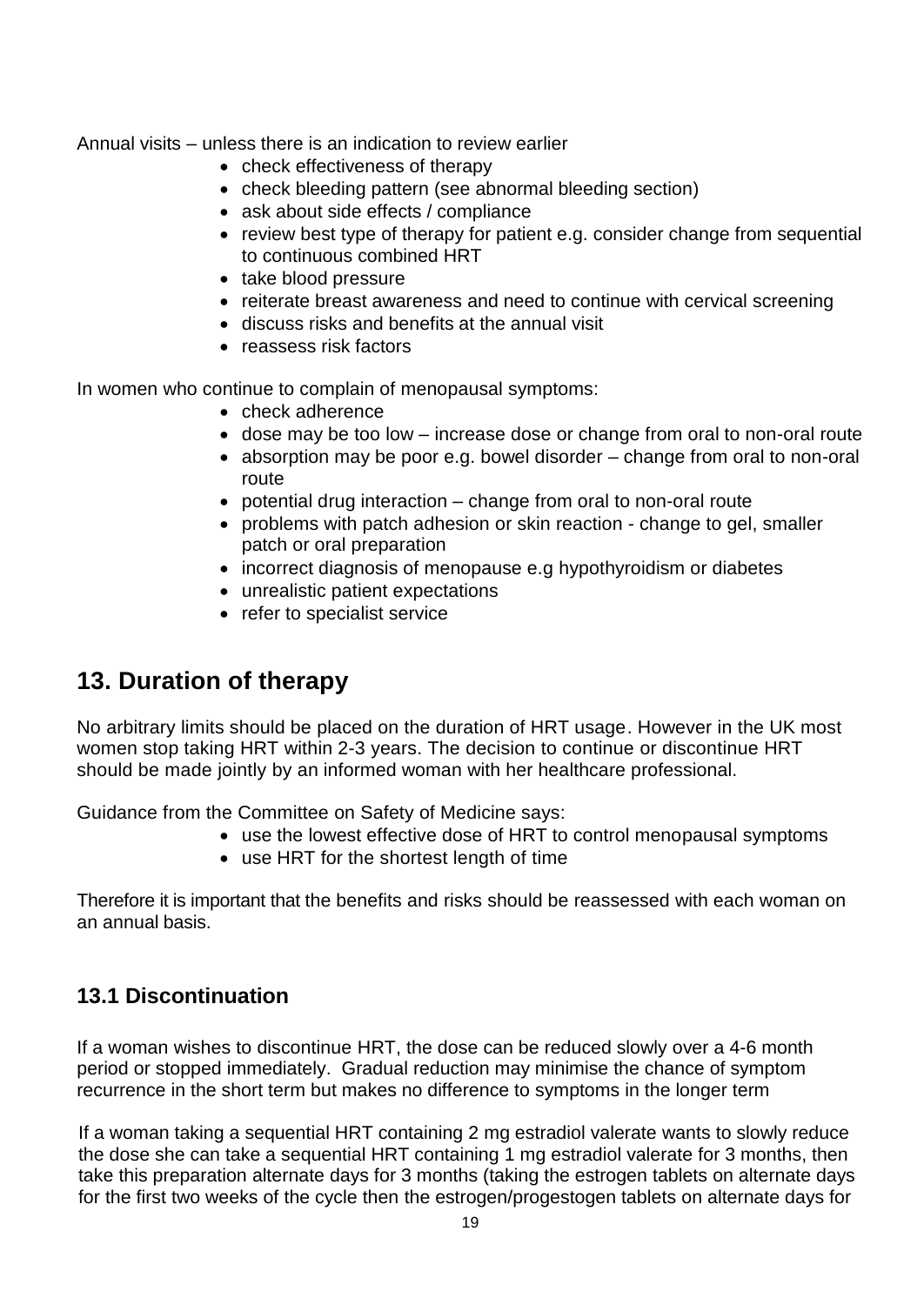Annual visits – unless there is an indication to review earlier

- check effectiveness of therapy
- check bleeding pattern (see abnormal bleeding section)
- ask about side effects / compliance
- review best type of therapy for patient e.g. consider change from sequential to continuous combined HRT
- take blood pressure
- reiterate breast awareness and need to continue with cervical screening
- discuss risks and benefits at the annual visit
- reassess risk factors

In women who continue to complain of menopausal symptoms:

- check adherence
- dose may be too low – increase dose or change from oral to non-oral route
- absorption may be poor e.g. bowel disorder – change from oral to non-oral route
- potential drug interaction – change from oral to non-oral route
- problems with patch adhesion or skin reaction - change to gel, smaller patch or oral preparation
- incorrect diagnosis of menopause e.g hypothyroidism or diabetes
- unrealistic patient expectations
- refer to specialist service

## 13. Duration of therapy

No arbitrary limits should be placed on the duration of HRT usage. However in the UK most women stop taking HRT within 2-3 years. The decision to continue or discontinue HRT should be made jointly by an informed woman with her healthcare professional.

Guidance from the Committee on Safety of Medicine says:

- use the lowest effective dose of HRT to control menopausal symptoms
- use HRT for the shortest length of time

Therefore it is important that the benefits and risks should be reassessed with each woman on an annual basis.

### 13.1 Discontinuation

If a woman wishes to discontinue HRT, the dose can be reduced slowly over a 4-6 month period or stopped immediately. Gradual reduction may minimise the chance of symptom recurrence in the short term but makes no difference to symptoms in the longer term

If a woman taking a sequential HRT containing 2 mg estradiol valerate wants to slowly reduce the dose she can take a sequential HRT containing 1 mg estradiol valerate for 3 months, then take this preparation alternate days for 3 months (taking the estrogen tablets on alternate days for the first two weeks of the cycle then the estrogen/progestogen tablets on alternate days for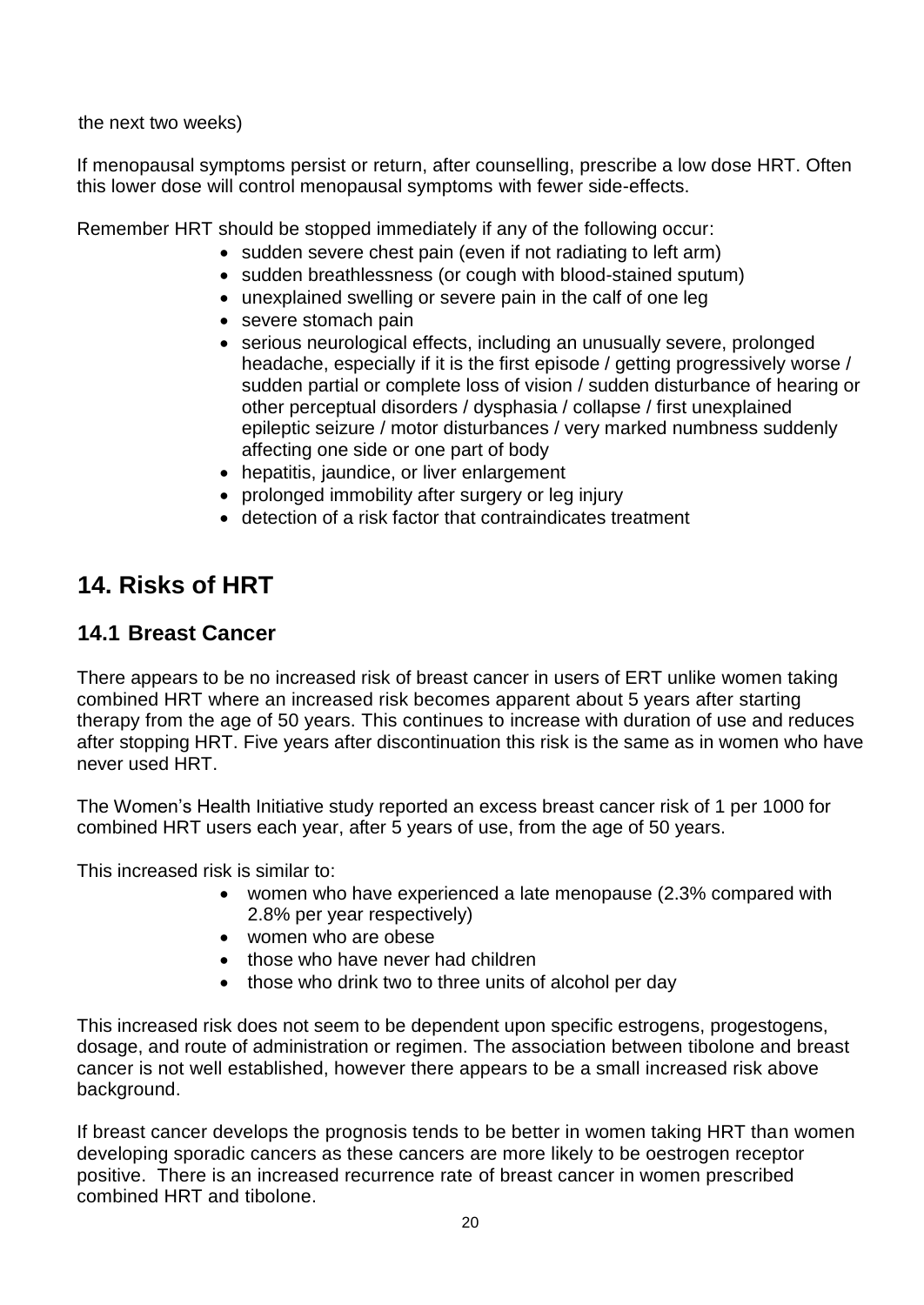the next two weeks)

If menopausal symptoms persist or return, after counselling, prescribe a low dose HRT. Often this lower dose will control menopausal symptoms with fewer side-effects.

Remember HRT should be stopped immediately if any of the following occur:

- sudden severe chest pain (even if not radiating to left arm)
- sudden breathlessness (or cough with blood-stained sputum)
- unexplained swelling or severe pain in the calf of one leg
- severe stomach pain
- serious neurological effects, including an unusually severe, prolonged headache, especially if it is the first episode / getting progressively worse / sudden partial or complete loss of vision / sudden disturbance of hearing or other perceptual disorders / dysphasia / collapse / first unexplained epileptic seizure / motor disturbances / very marked numbness suddenly affecting one side or one part of body
- hepatitis, jaundice, or liver enlargement
- prolonged immobility after surgery or leg injury
- detection of a risk factor that contraindicates treatment

# 14. Risks of HRT

## 14.1 Breast Cancer

There appears to be no increased risk of breast cancer in users of ERT unlike women taking combined HRT where an increased risk becomes apparent about 5 years after starting therapy from the age of 50 years. This continues to increase with duration of use and reduces after stopping HRT. Five years after discontinuation this risk is the same as in women who have never used HRT.

The Women's Health Initiative study reported an excess breast cancer risk of 1 per 1000 for combined HRT users each year, after 5 years of use, from the age of 50 years.

This increased risk is similar to:

- women who have experienced a late menopause (2.3% compared with 2.8% per year respectively)
- women who are obese
- those who have never had children
- those who drink two to three units of alcohol per day

This increased risk does not seem to be dependent upon specific estrogens, progestogens, dosage, and route of administration or regimen. The association between tibolone and breast cancer is not well established, however there appears to be a small increased risk above background.

If breast cancer develops the prognosis tends to be better in women taking HRT than women developing sporadic cancers as these cancers are more likely to be oestrogen receptor positive. There is an increased recurrence rate of breast cancer in women prescribed combined HRT and tibolone.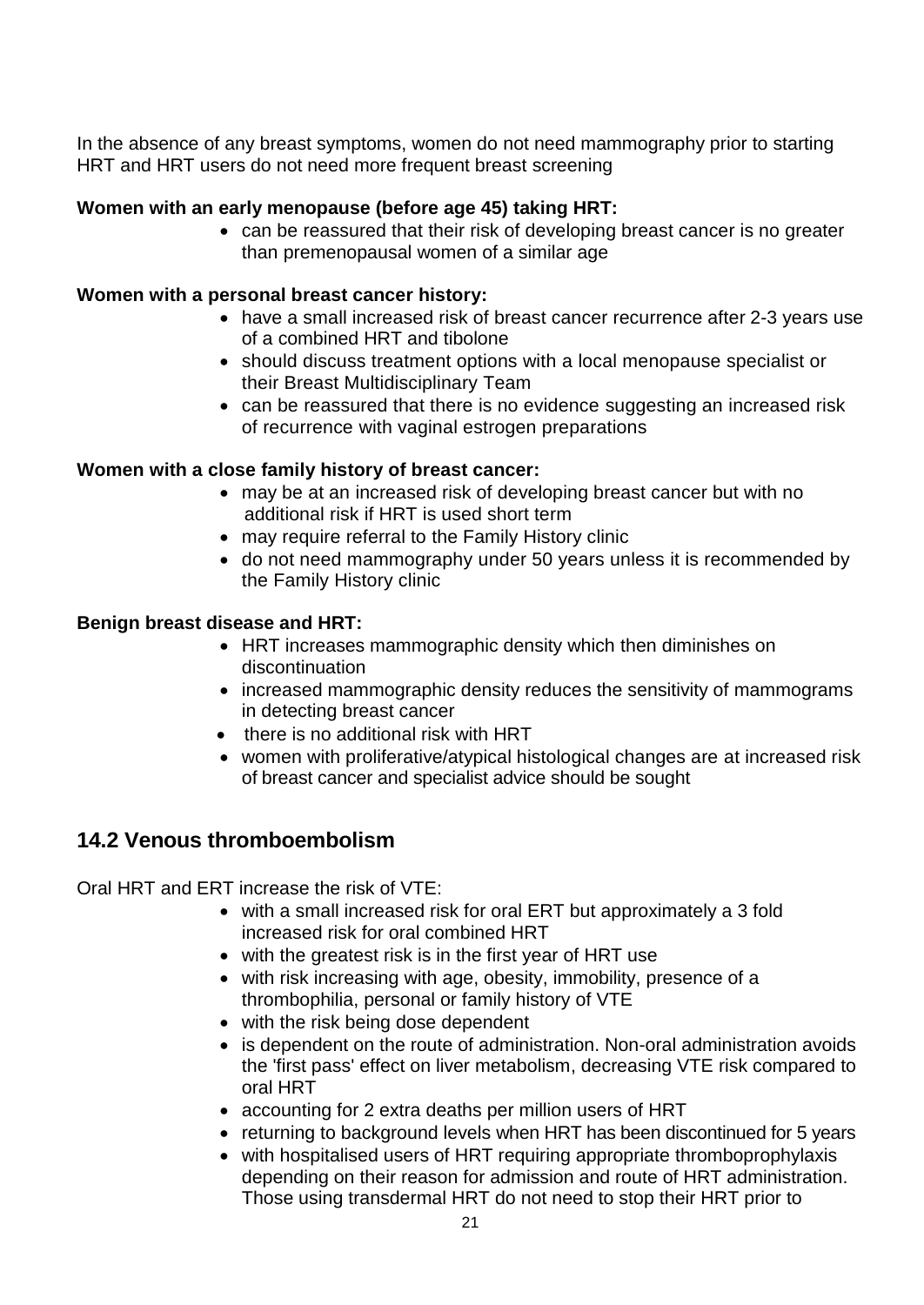In the absence of any breast symptoms, women do not need mammography prior to starting HRT and HRT users do not need more frequent breast screening

**Women with an early menopause (before age 45) taking HRT:**

- can be reassured that their risk of developing breast cancer is no greater than premenopausal women of a similar age

**Women with a personal breast cancer history:**

- have a small increased risk of breast cancer recurrence after 2-3 years use of a combined HRT and tibolone
- should discuss treatment options with a local menopause specialist or their Breast Multidisciplinary Team
- can be reassured that there is no evidence suggesting an increased risk of recurrence with vaginal estrogen preparations

**Women with a close family history of breast cancer:**

- may be at an increased risk of developing breast cancer but with no additional risk if HRT is used short term
- may require referral to the Family History clinic
- do not need mammography under 50 years unless it is recommended by the Family History clinic

**Benign breast disease and HRT:**

- HRT increases mammographic density which then diminishes on discontinuation
- increased mammographic density reduces the sensitivity of mammograms in detecting breast cancer
- there is no additional risk with HRT
- women with proliferative/atypical histological changes are at increased risk of breast cancer and specialist advice should be sought

## 14.2 Venous thromboembolism

Oral HRT and ERT increase the risk of VTE:

- with a small increased risk for oral ERT but approximately a 3 fold increased risk for oral combined HRT
- with the greatest risk is in the first year of HRT use
- with risk increasing with age, obesity, immobility, presence of a thrombophilia, personal or family history of VTE
- with the risk being dose dependent
- is dependent on the route of administration. Non-oral administration avoids the 'first pass' effect on liver metabolism, decreasing VTE risk compared to oral HRT
- accounting for 2 extra deaths per million users of HRT
- returning to background levels when HRT has been discontinued for 5 years
- with hospitalised users of HRT requiring appropriate thromboprophylaxis depending on their reason for admission and route of HRT administration. Those using transdermal HRT do not need to stop their HRT prior to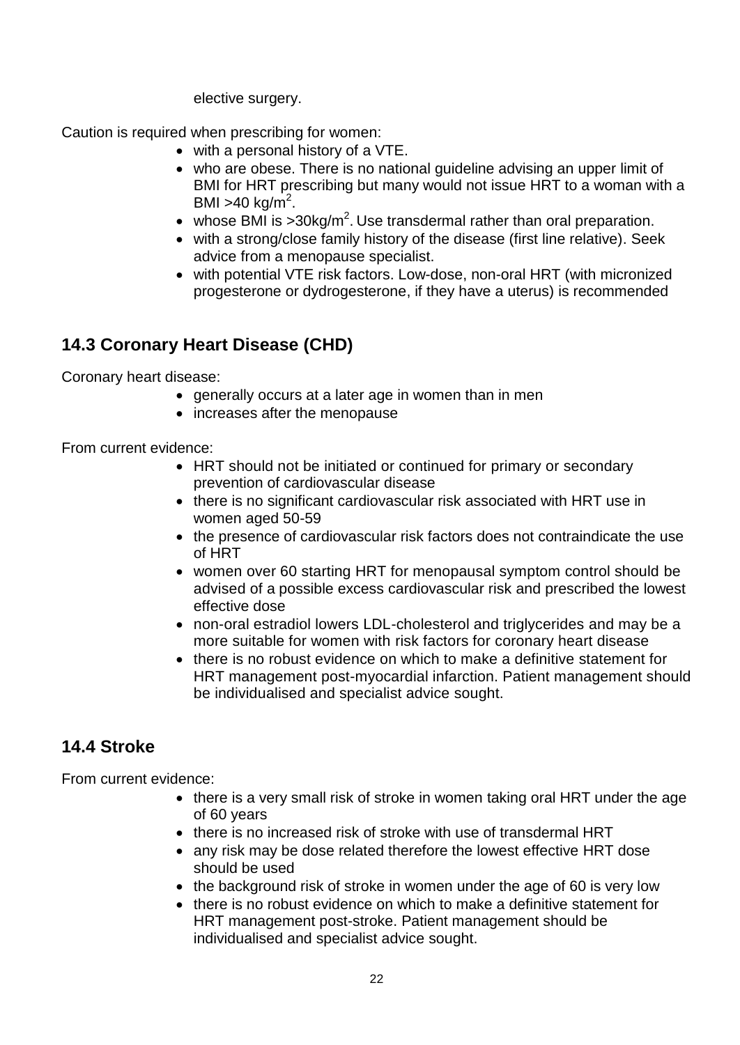elective surgery.

Caution is required when prescribing for women:

- with a personal history of a VTE.
- who are obese. There is no national guideline advising an upper limit of BMI for HRT prescribing but many would not issue HRT to a woman with a BMI >40 kg/m$^2$.
- whose BMI is >30kg/m$^2$. Use transdermal rather than oral preparation.
- with a strong/close family history of the disease (first line relative). Seek advice from a menopause specialist.
- with potential VTE risk factors. Low-dose, non-oral HRT (with micronized progesterone or dydrogesterone, if they have a uterus) is recommended

## 14.3 Coronary Heart Disease (CHD)

Coronary heart disease:

- generally occurs at a later age in women than in men
- increases after the menopause

From current evidence:

- HRT should not be initiated or continued for primary or secondary prevention of cardiovascular disease
- there is no significant cardiovascular risk associated with HRT use in women aged 50-59
- the presence of cardiovascular risk factors does not contraindicate the use of HRT
- women over 60 starting HRT for menopausal symptom control should be advised of a possible excess cardiovascular risk and prescribed the lowest effective dose
- non-oral estradiol lowers LDL-cholesterol and triglycerides and may be a more suitable for women with risk factors for coronary heart disease
- there is no robust evidence on which to make a definitive statement for HRT management post-myocardial infarction. Patient management should be individualised and specialist advice sought.

## 14.4 Stroke

From current evidence:

- there is a very small risk of stroke in women taking oral HRT under the age of 60 years
- there is no increased risk of stroke with use of transdermal HRT
- any risk may be dose related therefore the lowest effective HRT dose should be used
- the background risk of stroke in women under the age of 60 is very low
- there is no robust evidence on which to make a definitive statement for HRT management post-stroke. Patient management should be individualised and specialist advice sought.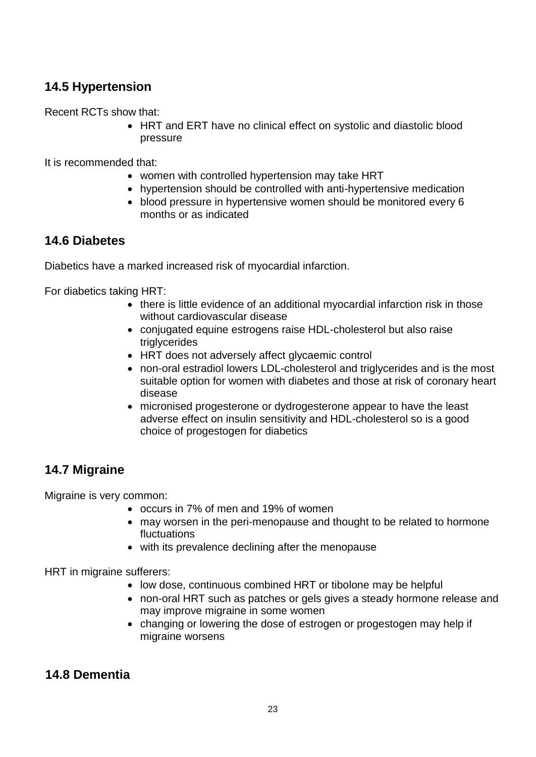## 14.5 Hypertension

Recent RCTs show that:

- HRT and ERT have no clinical effect on systolic and diastolic blood pressure

It is recommended that:

- women with controlled hypertension may take HRT
- hypertension should be controlled with anti-hypertensive medication
- blood pressure in hypertensive women should be monitored every 6 months or as indicated

## 14.6 Diabetes

Diabetics have a marked increased risk of myocardial infarction.

For diabetics taking HRT:

- there is little evidence of an additional myocardial infarction risk in those without cardiovascular disease
- conjugated equine estrogens raise HDL-cholesterol but also raise triglycerides
- HRT does not adversely affect glycaemic control
- non-oral estradiol lowers LDL-cholesterol and triglycerides and is the most suitable option for women with diabetes and those at risk of coronary heart disease
- micronised progesterone or dydrogesterone appear to have the least adverse effect on insulin sensitivity and HDL-cholesterol so is a good choice of progestogen for diabetics

## 14.7 Migraine

Migraine is very common:

- occurs in 7% of men and 19% of women
- may worsen in the peri-menopause and thought to be related to hormone fluctuations
- with its prevalence declining after the menopause

HRT in migraine sufferers:

- low dose, continuous combined HRT or tibolone may be helpful
- non-oral HRT such as patches or gels gives a steady hormone release and may improve migraine in some women
- changing or lowering the dose of estrogen or progestogen may help if migraine worsens

## 14.8 Dementia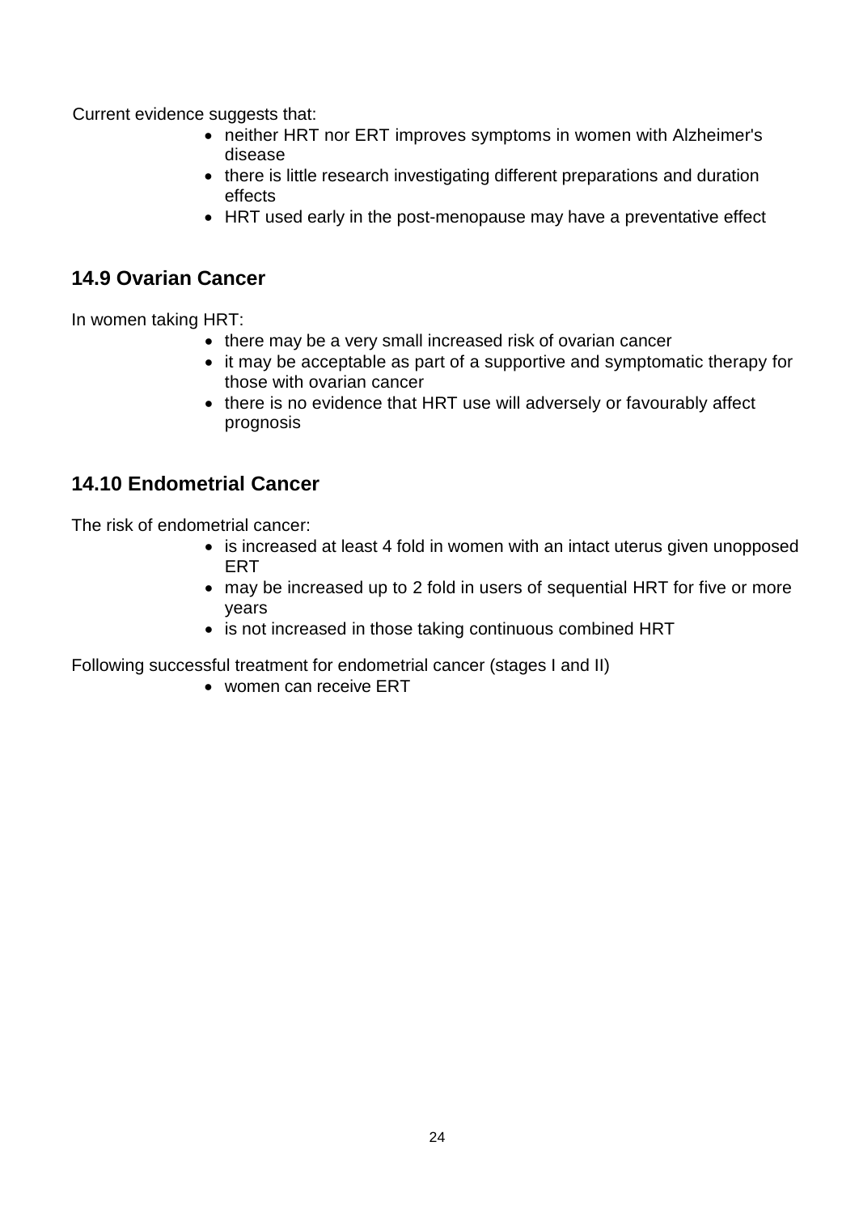Current evidence suggests that:

- neither HRT nor ERT improves symptoms in women with Alzheimer's disease
- there is little research investigating different preparations and duration effects
- HRT used early in the post-menopause may have a preventative effect

## 14.9 Ovarian Cancer

In women taking HRT:

- there may be a very small increased risk of ovarian cancer
- it may be acceptable as part of a supportive and symptomatic therapy for those with ovarian cancer
- there is no evidence that HRT use will adversely or favourably affect prognosis

## 14.10 Endometrial Cancer

The risk of endometrial cancer:

- is increased at least 4 fold in women with an intact uterus given unopposed ERT
- may be increased up to 2 fold in users of sequential HRT for five or more years
- is not increased in those taking continuous combined HRT

Following successful treatment for endometrial cancer (stages I and II)

- women can receive ERT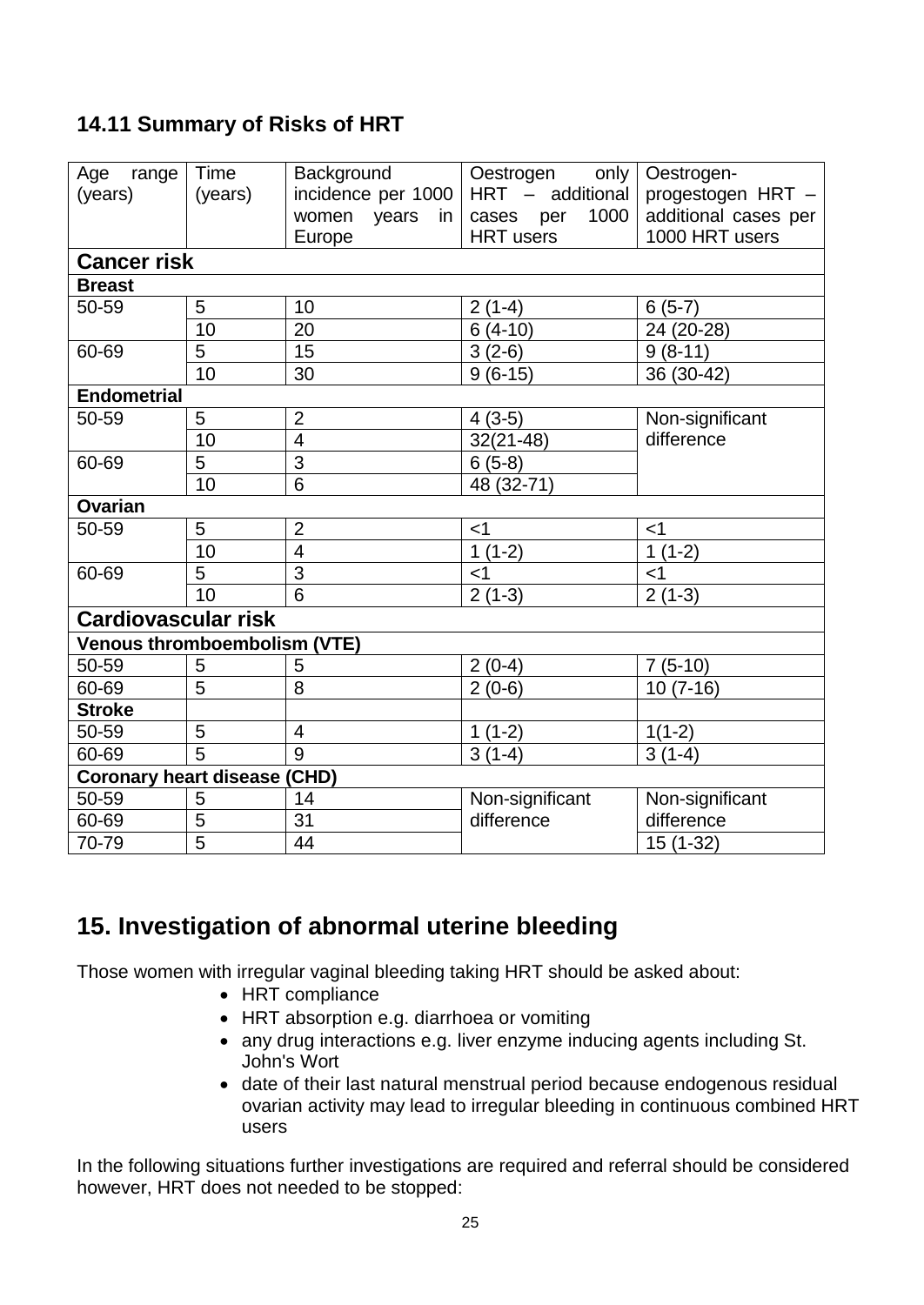## 14.11 Summary of Risks of HRT

| Age range (years) | Time (years) | Background incidence per 1000 women years in Europe | Oestrogen only HRT – additional cases per 1000 HRT users | Oestrogen-progestogen HRT – additional cases per 1000 HRT users |
|---|---|---|---|---|
| **Cancer risk** | | | | |
| **Breast** | | | | |
| 50-59 | 5 | 10 | 2 (1-4) | 6 (5-7) |
| | 10 | 20 | 6 (4-10) | 24 (20-28) |
| 60-69 | 5 | 15 | 3 (2-6) | 9 (8-11) |
| | 10 | 30 | 9 (6-15) | 36 (30-42) |
| **Endometrial** | | | | |
| 50-59 | 5 | 2 | 4 (3-5) | Non-significant difference |
| | 10 | 4 | 32(21-48) | |
| 60-69 | 5 | 3 | 6 (5-8) | |
| | 10 | 6 | 48 (32-71) | |
| **Ovarian** | | | | |
| 50-59 | 5 | 2 | <1 | <1 |
| | 10 | 4 | 1 (1-2) | 1 (1-2) |
| 60-69 | 5 | 3 | <1 | <1 |
| | 10 | 6 | 2 (1-3) | 2 (1-3) |
| **Cardiovascular risk** | | | | |
| **Venous thromboembolism (VTE)** | | | | |
| 50-59 | 5 | 5 | 2 (0-4) | 7 (5-10) |
| 60-69 | 5 | 8 | 2 (0-6) | 10 (7-16) |
| **Stroke** | | | | |
| 50-59 | 5 | 4 | 1 (1-2) | 1(1-2) |
| 60-69 | 5 | 9 | 3 (1-4) | 3 (1-4) |
| **Coronary heart disease (CHD)** | | | | |
| 50-59 | 5 | 14 | Non-significant difference | Non-significant difference |
| 60-69 | 5 | 31 | | |
| 70-79 | 5 | 44 | | 15 (1-32) |

# 15. Investigation of abnormal uterine bleeding

Those women with irregular vaginal bleeding taking HRT should be asked about:

- HRT compliance
- HRT absorption e.g. diarrhoea or vomiting
- any drug interactions e.g. liver enzyme inducing agents including St. John's Wort
- date of their last natural menstrual period because endogenous residual ovarian activity may lead to irregular bleeding in continuous combined HRT users

In the following situations further investigations are required and referral should be considered however, HRT does not needed to be stopped: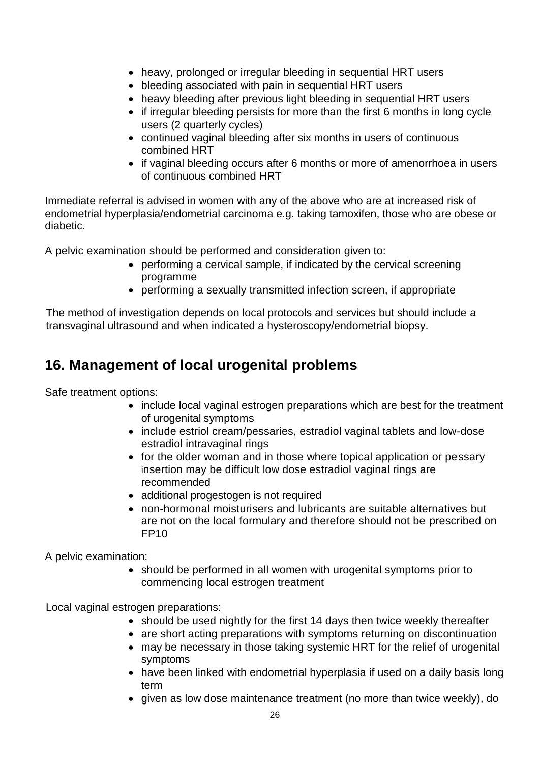- heavy, prolonged or irregular bleeding in sequential HRT users
- bleeding associated with pain in sequential HRT users
- heavy bleeding after previous light bleeding in sequential HRT users
- if irregular bleeding persists for more than the first 6 months in long cycle users (2 quarterly cycles)
- continued vaginal bleeding after six months in users of continuous combined HRT
- if vaginal bleeding occurs after 6 months or more of amenorrhoea in users of continuous combined HRT

Immediate referral is advised in women with any of the above who are at increased risk of endometrial hyperplasia/endometrial carcinoma e.g. taking tamoxifen, those who are obese or diabetic.

A pelvic examination should be performed and consideration given to:

- performing a cervical sample, if indicated by the cervical screening programme
- performing a sexually transmitted infection screen, if appropriate

The method of investigation depends on local protocols and services but should include a transvaginal ultrasound and when indicated a hysteroscopy/endometrial biopsy.

## 16. Management of local urogenital problems

Safe treatment options:

- include local vaginal estrogen preparations which are best for the treatment of urogenital symptoms
- include estriol cream/pessaries, estradiol vaginal tablets and low-dose estradiol intravaginal rings
- for the older woman and in those where topical application or pessary insertion may be difficult low dose estradiol vaginal rings are recommended
- additional progestogen is not required
- non-hormonal moisturisers and lubricants are suitable alternatives but are not on the local formulary and therefore should not be prescribed on FP10

A pelvic examination:

- should be performed in all women with urogenital symptoms prior to commencing local estrogen treatment

Local vaginal estrogen preparations:

- should be used nightly for the first 14 days then twice weekly thereafter
- are short acting preparations with symptoms returning on discontinuation
- may be necessary in those taking systemic HRT for the relief of urogenital symptoms
- have been linked with endometrial hyperplasia if used on a daily basis long term
- given as low dose maintenance treatment (no more than twice weekly), do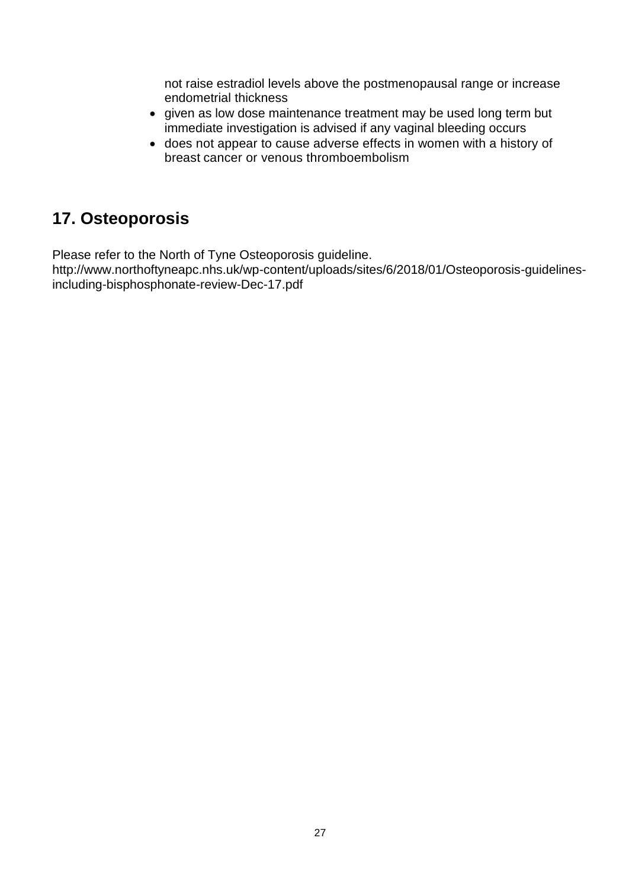not raise estradiol levels above the postmenopausal range or increase endometrial thickness

- given as low dose maintenance treatment may be used long term but immediate investigation is advised if any vaginal bleeding occurs
- does not appear to cause adverse effects in women with a history of breast cancer or venous thromboembolism

## 17. Osteoporosis

Please refer to the North of Tyne Osteoporosis guideline.
http://www.northoftyneapc.nhs.uk/wp-content/uploads/sites/6/2018/01/Osteoporosis-guidelines-including-bisphosphonate-review-Dec-17.pdf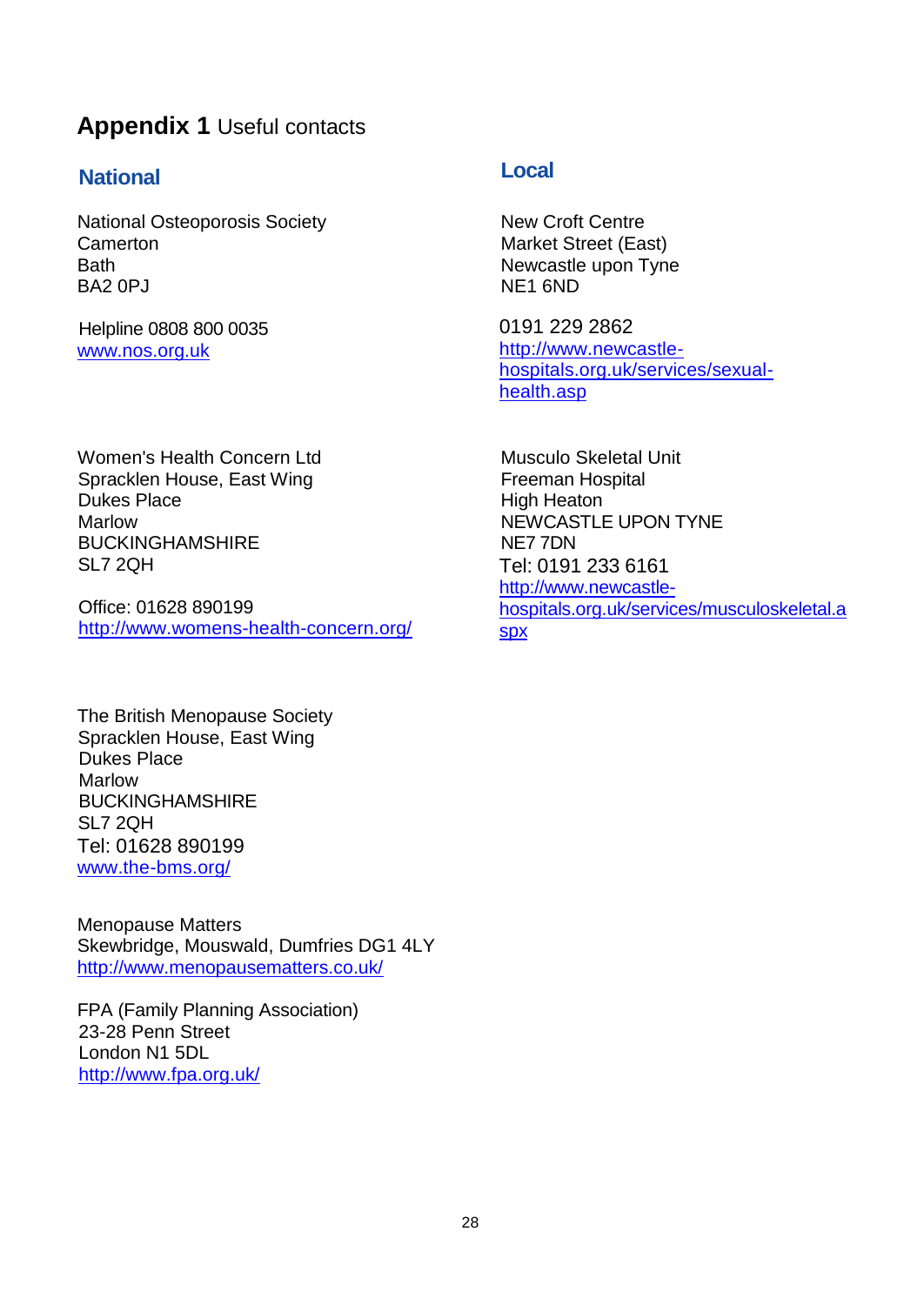# **Appendix 1** Useful contacts

## National

National Osteoporosis Society
Camerton
Bath
BA2 0PJ

Helpline 0808 800 0035
www.nos.org.uk

Women's Health Concern Ltd
Spracklen House, East Wing
Dukes Place
Marlow
BUCKINGHAMSHIRE
SL7 2QH

Office: 01628 890199
http://www.womens-health-concern.org/

The British Menopause Society
Spracklen House, East Wing
Dukes Place
Marlow
BUCKINGHAMSHIRE
SL7 2QH
Tel: 01628 890199
www.the-bms.org/

Menopause Matters
Skewbridge, Mouswald, Dumfries DG1 4LY
http://www.menopausematters.co.uk/

FPA (Family Planning Association)
23-28 Penn Street
London N1 5DL
http://www.fpa.org.uk/

## Local

New Croft Centre
Market Street (East)
Newcastle upon Tyne
NE1 6ND

0191 229 2862
http://www.newcastle-hospitals.org.uk/services/sexual-health.asp

Musculo Skeletal Unit
Freeman Hospital
High Heaton
NEWCASTLE UPON TYNE
NE7 7DN
Tel: 0191 233 6161
http://www.newcastle-hospitals.org.uk/services/musculoskeletal.aspx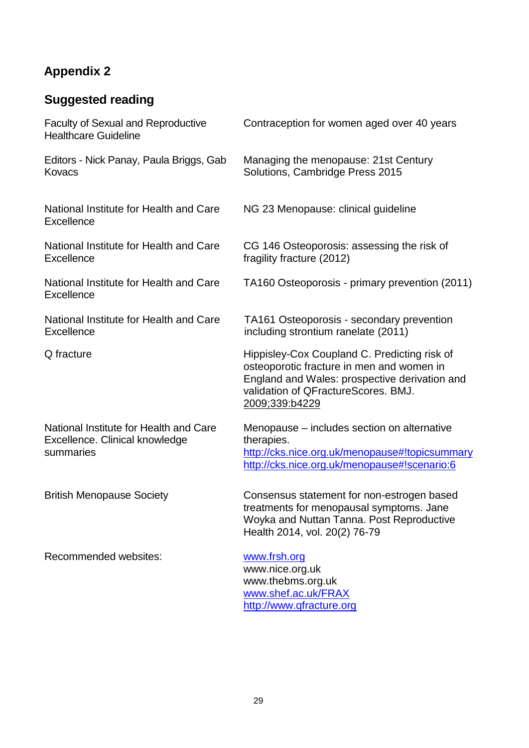## Appendix 2

## Suggested reading

| | |
|---|---|
| Faculty of Sexual and Reproductive Healthcare Guideline | Contraception for women aged over 40 years |
| Editors - Nick Panay, Paula Briggs, Gab Kovacs | Managing the menopause: 21st Century Solutions, Cambridge Press 2015 |
| National Institute for Health and Care Excellence | NG 23 Menopause: clinical guideline |
| National Institute for Health and Care Excellence | CG 146 Osteoporosis: assessing the risk of fragility fracture (2012) |
| National Institute for Health and Care Excellence | TA160 Osteoporosis - primary prevention (2011) |
| National Institute for Health and Care Excellence | TA161 Osteoporosis - secondary prevention including strontium ranelate (2011) |
| Q fracture | Hippisley-Cox Coupland C. Predicting risk of osteoporotic fracture in men and women in England and Wales: prospective derivation and validation of QFractureScores. BMJ. 2009;339:b4229 |
| National Institute for Health and Care Excellence. Clinical knowledge summaries | Menopause – includes section on alternative therapies. http://cks.nice.org.uk/menopause#!topicsummary http://cks.nice.org.uk/menopause#!scenario:6 |
| British Menopause Society | Consensus statement for non-estrogen based treatments for menopausal symptoms. Jane Woyka and Nuttan Tanna. Post Reproductive Health 2014, vol. 20(2) 76-79 |
| Recommended websites: | www.frsh.org www.nice.org.uk www.thebms.org.uk www.shef.ac.uk/FRAX http://www.qfracture.org |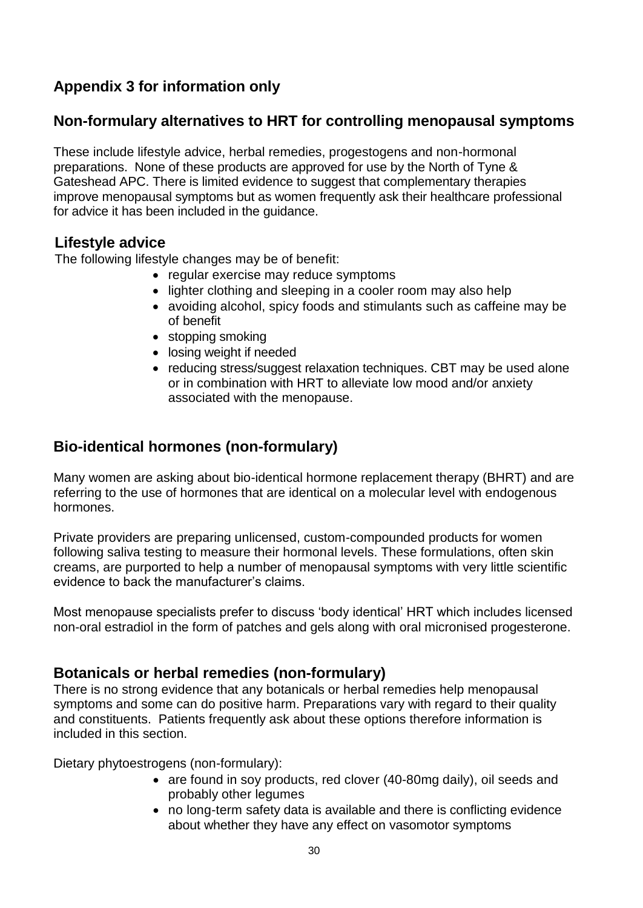## Appendix 3 for information only

## Non-formulary alternatives to HRT for controlling menopausal symptoms

These include lifestyle advice, herbal remedies, progestogens and non-hormonal preparations. None of these products are approved for use by the North of Tyne & Gateshead APC. There is limited evidence to suggest that complementary therapies improve menopausal symptoms but as women frequently ask their healthcare professional for advice it has been included in the guidance.

### Lifestyle advice

The following lifestyle changes may be of benefit:

- regular exercise may reduce symptoms
- lighter clothing and sleeping in a cooler room may also help
- avoiding alcohol, spicy foods and stimulants such as caffeine may be of benefit
- stopping smoking
- losing weight if needed
- reducing stress/suggest relaxation techniques. CBT may be used alone or in combination with HRT to alleviate low mood and/or anxiety associated with the menopause.

## Bio-identical hormones (non-formulary)

Many women are asking about bio-identical hormone replacement therapy (BHRT) and are referring to the use of hormones that are identical on a molecular level with endogenous hormones.

Private providers are preparing unlicensed, custom-compounded products for women following saliva testing to measure their hormonal levels. These formulations, often skin creams, are purported to help a number of menopausal symptoms with very little scientific evidence to back the manufacturer's claims.

Most menopause specialists prefer to discuss 'body identical' HRT which includes licensed non-oral estradiol in the form of patches and gels along with oral micronised progesterone.

## Botanicals or herbal remedies (non-formulary)

There is no strong evidence that any botanicals or herbal remedies help menopausal symptoms and some can do positive harm. Preparations vary with regard to their quality and constituents. Patients frequently ask about these options therefore information is included in this section.

Dietary phytoestrogens (non-formulary):

- are found in soy products, red clover (40-80mg daily), oil seeds and probably other legumes
- no long-term safety data is available and there is conflicting evidence about whether they have any effect on vasomotor symptoms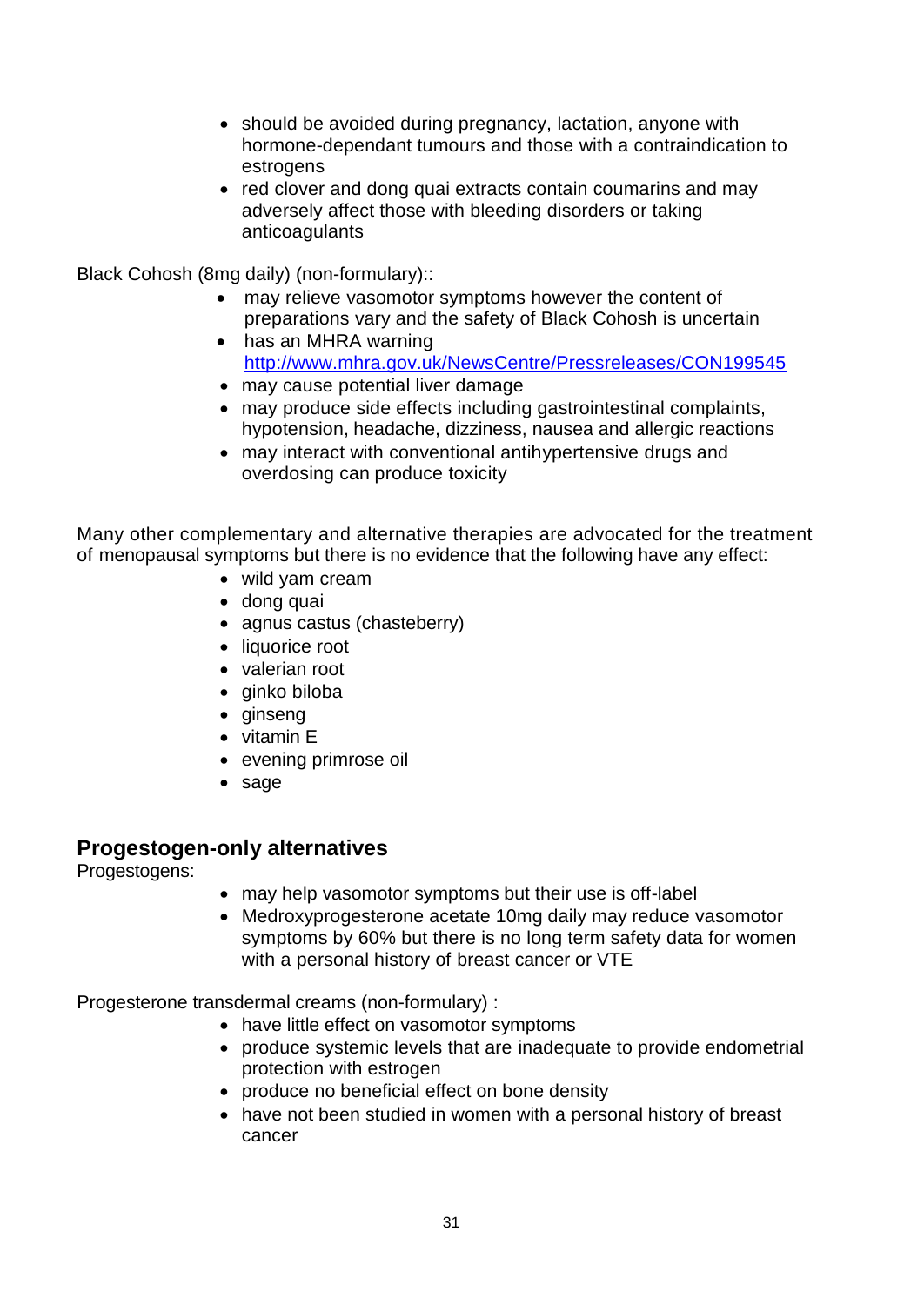- should be avoided during pregnancy, lactation, anyone with hormone-dependant tumours and those with a contraindication to estrogens
- red clover and dong quai extracts contain coumarins and may adversely affect those with bleeding disorders or taking anticoagulants

Black Cohosh (8mg daily) (non-formulary)::

- may relieve vasomotor symptoms however the content of preparations vary and the safety of Black Cohosh is uncertain
- has an MHRA warning http://www.mhra.gov.uk/NewsCentre/Pressreleases/CON199545
- may cause potential liver damage
- may produce side effects including gastrointestinal complaints, hypotension, headache, dizziness, nausea and allergic reactions
- may interact with conventional antihypertensive drugs and overdosing can produce toxicity

Many other complementary and alternative therapies are advocated for the treatment of menopausal symptoms but there is no evidence that the following have any effect:

- wild yam cream
- dong quai
- agnus castus (chasteberry)
- liquorice root
- valerian root
- ginko biloba
- ginseng
- vitamin E
- evening primrose oil
- sage

## Progestogen-only alternatives

Progestogens:

- may help vasomotor symptoms but their use is off-label
- Medroxyprogesterone acetate 10mg daily may reduce vasomotor symptoms by 60% but there is no long term safety data for women with a personal history of breast cancer or VTE

Progesterone transdermal creams (non-formulary) :

- have little effect on vasomotor symptoms
- produce systemic levels that are inadequate to provide endometrial protection with estrogen
- produce no beneficial effect on bone density
- have not been studied in women with a personal history of breast cancer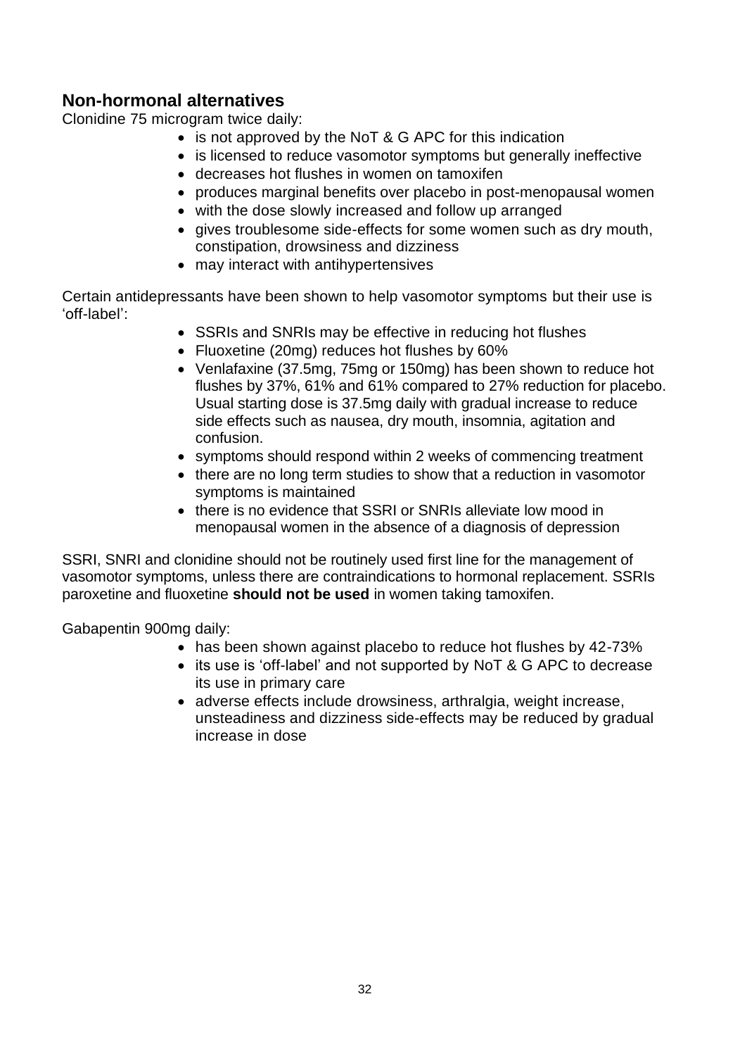## Non-hormonal alternatives

Clonidine 75 microgram twice daily:

- is not approved by the NoT & G APC for this indication
- is licensed to reduce vasomotor symptoms but generally ineffective
- decreases hot flushes in women on tamoxifen
- produces marginal benefits over placebo in post-menopausal women
- with the dose slowly increased and follow up arranged
- gives troublesome side-effects for some women such as dry mouth, constipation, drowsiness and dizziness
- may interact with antihypertensives

Certain antidepressants have been shown to help vasomotor symptoms but their use is 'off-label':

- SSRIs and SNRIs may be effective in reducing hot flushes
- Fluoxetine (20mg) reduces hot flushes by 60%
- Venlafaxine (37.5mg, 75mg or 150mg) has been shown to reduce hot flushes by 37%, 61% and 61% compared to 27% reduction for placebo. Usual starting dose is 37.5mg daily with gradual increase to reduce side effects such as nausea, dry mouth, insomnia, agitation and confusion.
- symptoms should respond within 2 weeks of commencing treatment
- there are no long term studies to show that a reduction in vasomotor symptoms is maintained
- there is no evidence that SSRI or SNRIs alleviate low mood in menopausal women in the absence of a diagnosis of depression

SSRI, SNRI and clonidine should not be routinely used first line for the management of vasomotor symptoms, unless there are contraindications to hormonal replacement. SSRIs paroxetine and fluoxetine **should not be used** in women taking tamoxifen.

Gabapentin 900mg daily:

- has been shown against placebo to reduce hot flushes by 42-73%
- its use is 'off-label' and not supported by NoT & G APC to decrease its use in primary care
- adverse effects include drowsiness, arthralgia, weight increase, unsteadiness and dizziness side-effects may be reduced by gradual increase in dose